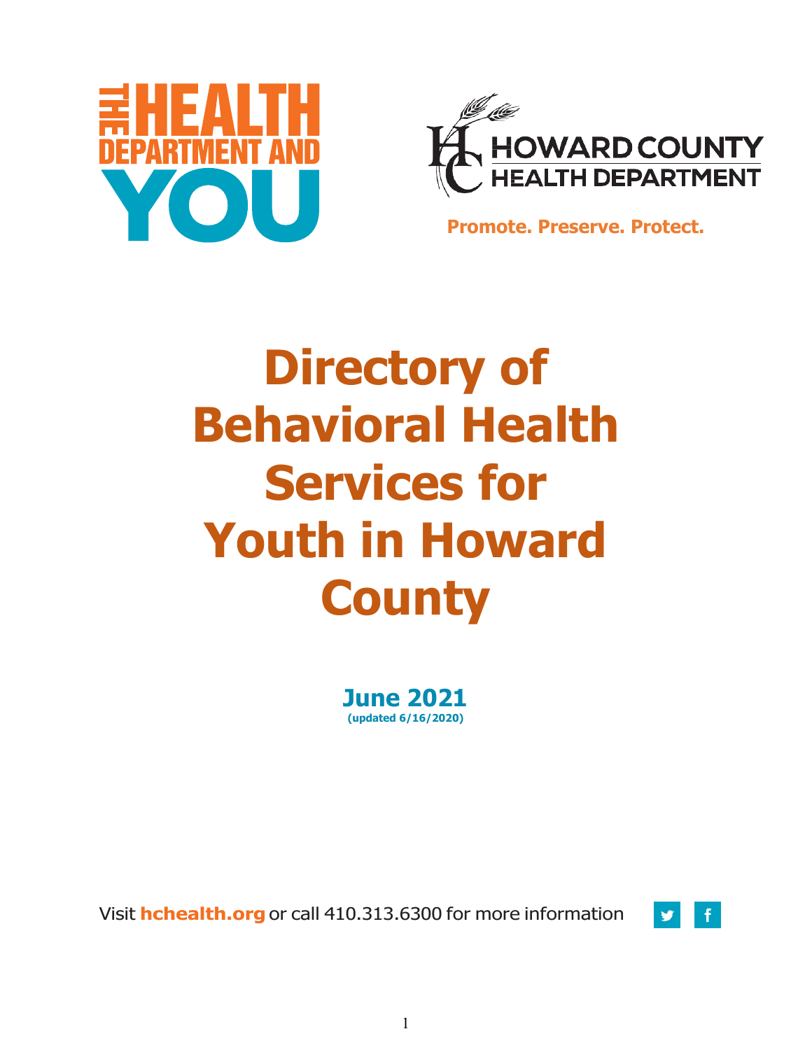THE HEALTH DEPARTMENT AND YOU

HOWARD COUNTY HEALTH DEPARTMENT

**Promote. Preserve. Protect.**

# Directory of Behavioral Health Services for Youth in Howard County

**June 2021**
**(updated 6/16/2020)**

Visit **hchealth.org** or call 410.313.6300 for more information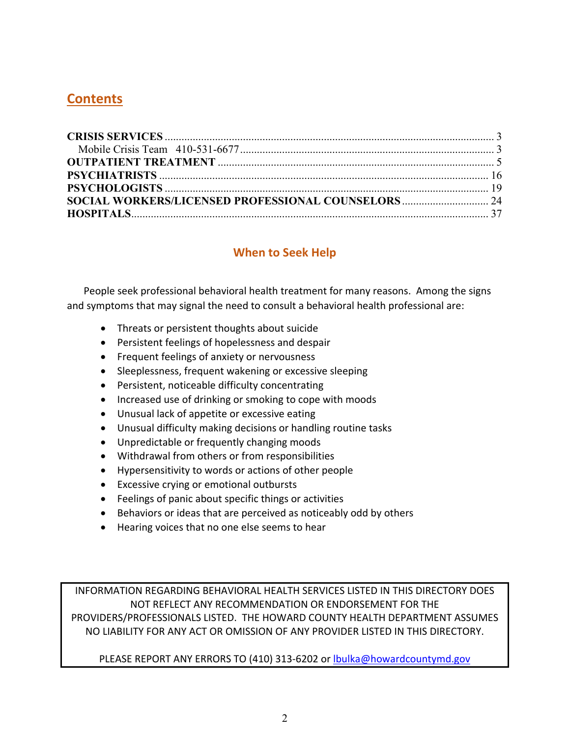## Contents

**CRISIS SERVICES** ..................................................... 3
  Mobile Crisis Team 410-531-6677 ..................................... 3
**OUTPATIENT TREATMENT** ............................................... 5
**PSYCHIATRISTS** ......................................................... 16
**PSYCHOLOGISTS** ......................................................... 19
**SOCIAL WORKERS/LICENSED PROFESSIONAL COUNSELORS** ................... 24
**HOSPITALS** ............................................................... 37

## When to Seek Help

People seek professional behavioral health treatment for many reasons. Among the signs and symptoms that may signal the need to consult a behavioral health professional are:

- Threats or persistent thoughts about suicide
- Persistent feelings of hopelessness and despair
- Frequent feelings of anxiety or nervousness
- Sleeplessness, frequent wakening or excessive sleeping
- Persistent, noticeable difficulty concentrating
- Increased use of drinking or smoking to cope with moods
- Unusual lack of appetite or excessive eating
- Unusual difficulty making decisions or handling routine tasks
- Unpredictable or frequently changing moods
- Withdrawal from others or from responsibilities
- Hypersensitivity to words or actions of other people
- Excessive crying or emotional outbursts
- Feelings of panic about specific things or activities
- Behaviors or ideas that are perceived as noticeably odd by others
- Hearing voices that no one else seems to hear

INFORMATION REGARDING BEHAVIORAL HEALTH SERVICES LISTED IN THIS DIRECTORY DOES NOT REFLECT ANY RECOMMENDATION OR ENDORSEMENT FOR THE PROVIDERS/PROFESSIONALS LISTED. THE HOWARD COUNTY HEALTH DEPARTMENT ASSUMES NO LIABILITY FOR ANY ACT OR OMISSION OF ANY PROVIDER LISTED IN THIS DIRECTORY.

PLEASE REPORT ANY ERRORS TO (410) 313-6202 or lbulka@howardcountymd.gov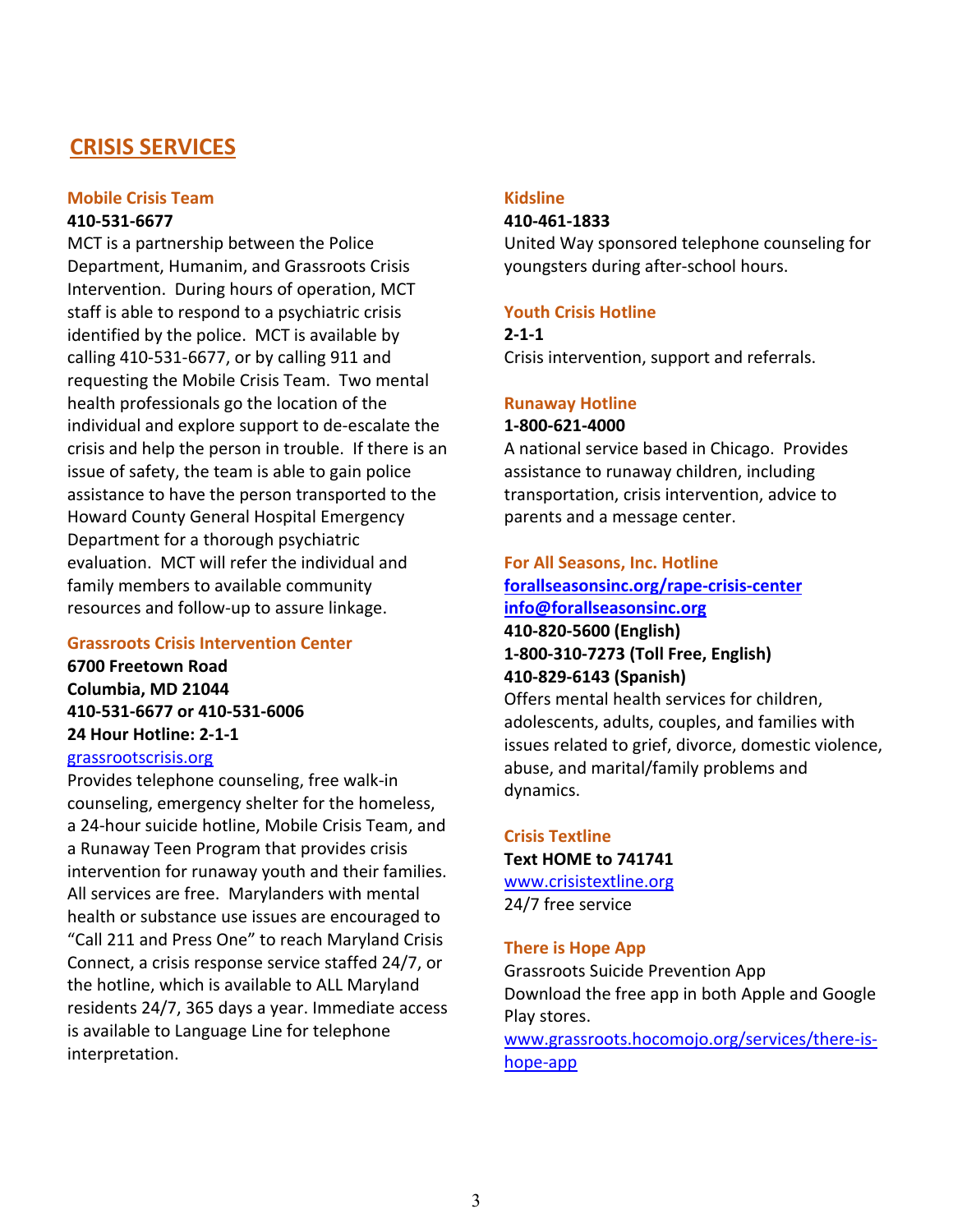## CRISIS SERVICES

### Mobile Crisis Team

**410-531-6677**

MCT is a partnership between the Police Department, Humanim, and Grassroots Crisis Intervention. During hours of operation, MCT staff is able to respond to a psychiatric crisis identified by the police. MCT is available by calling 410-531-6677, or by calling 911 and requesting the Mobile Crisis Team. Two mental health professionals go the location of the individual and explore support to de-escalate the crisis and help the person in trouble. If there is an issue of safety, the team is able to gain police assistance to have the person transported to the Howard County General Hospital Emergency Department for a thorough psychiatric evaluation. MCT will refer the individual and family members to available community resources and follow-up to assure linkage.

### Grassroots Crisis Intervention Center

**6700 Freetown Road**
**Columbia, MD 21044**
**410-531-6677 or 410-531-6006**
**24 Hour Hotline: 2-1-1**
grassrootscrisis.org

Provides telephone counseling, free walk-in counseling, emergency shelter for the homeless, a 24-hour suicide hotline, Mobile Crisis Team, and a Runaway Teen Program that provides crisis intervention for runaway youth and their families. All services are free. Marylanders with mental health or substance use issues are encouraged to "Call 211 and Press One" to reach Maryland Crisis Connect, a crisis response service staffed 24/7, or the hotline, which is available to ALL Maryland residents 24/7, 365 days a year. Immediate access is available to Language Line for telephone interpretation.

### Kidsline

**410-461-1833**

United Way sponsored telephone counseling for youngsters during after-school hours.

### Youth Crisis Hotline

**2-1-1**

Crisis intervention, support and referrals.

### Runaway Hotline

**1-800-621-4000**

A national service based in Chicago. Provides assistance to runaway children, including transportation, crisis intervention, advice to parents and a message center.

### For All Seasons, Inc. Hotline

**forallseasonsinc.org/rape-crisis-center**
**info@forallseasonsinc.org**
**410-820-5600 (English)**
**1-800-310-7273 (Toll Free, English)**
**410-829-6143 (Spanish)**

Offers mental health services for children, adolescents, adults, couples, and families with issues related to grief, divorce, domestic violence, abuse, and marital/family problems and dynamics.

### Crisis Textline

**Text HOME to 741741**
www.crisistextline.org
24/7 free service

### There is Hope App

Grassroots Suicide Prevention App
Download the free app in both Apple and Google Play stores.
www.grassroots.hocomojo.org/services/there-is-hope-app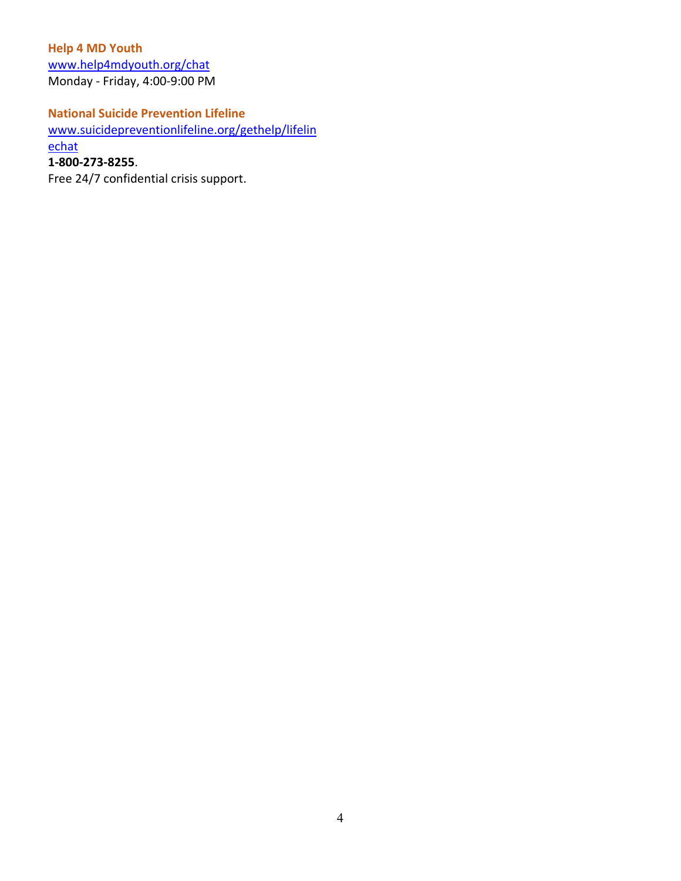**Help 4 MD Youth**
www.help4mdyouth.org/chat
Monday - Friday, 4:00-9:00 PM

**National Suicide Prevention Lifeline**
www.suicidepreventionlifeline.org/gethelp/lifelinechat
**1-800-273-8255**.
Free 24/7 confidential crisis support.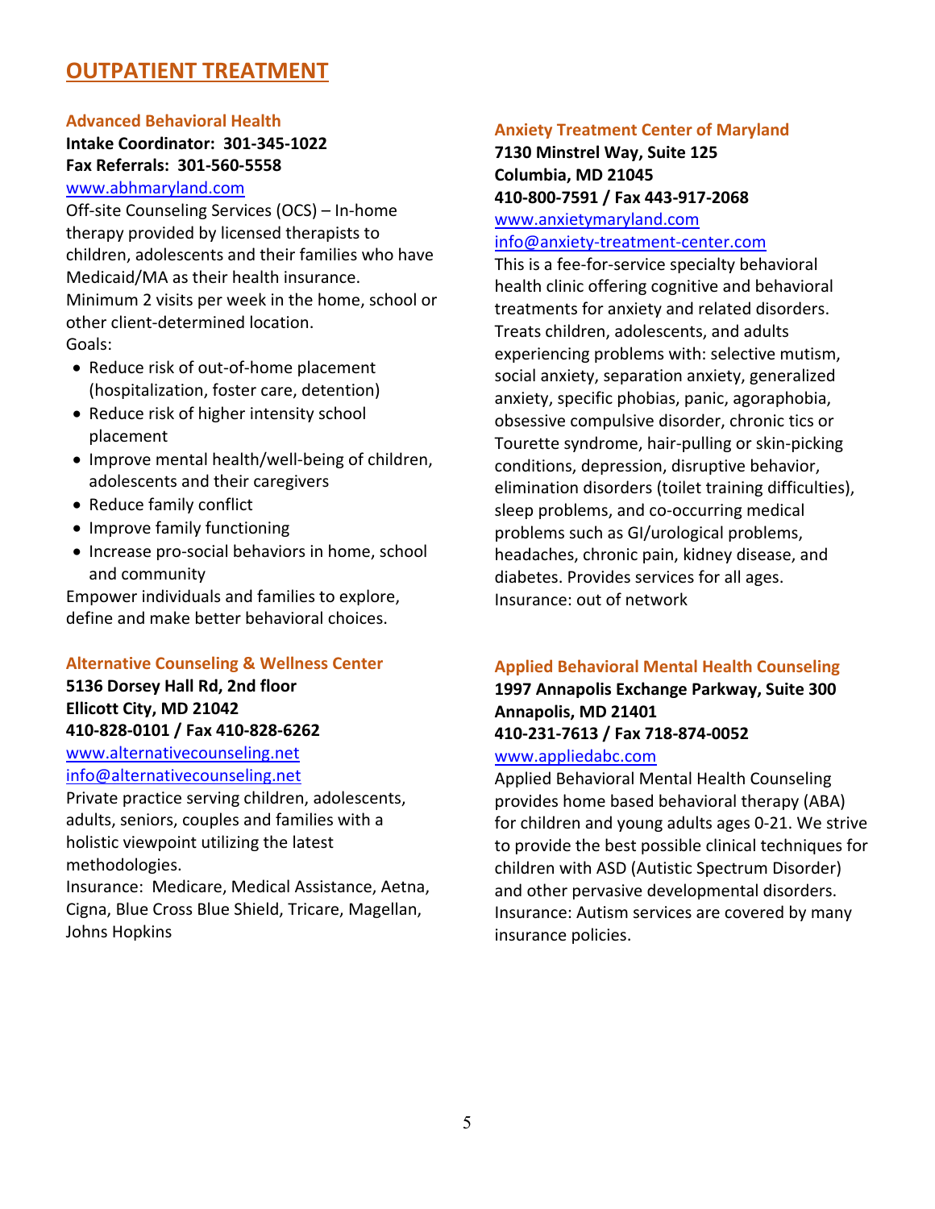# OUTPATIENT TREATMENT

### Advanced Behavioral Health

**Intake Coordinator: 301-345-1022**
**Fax Referrals: 301-560-5558**
www.abhmaryland.com

Off-site Counseling Services (OCS) – In-home therapy provided by licensed therapists to children, adolescents and their families who have Medicaid/MA as their health insurance. Minimum 2 visits per week in the home, school or other client-determined location.

Goals:

- Reduce risk of out-of-home placement (hospitalization, foster care, detention)
- Reduce risk of higher intensity school placement
- Improve mental health/well-being of children, adolescents and their caregivers
- Reduce family conflict
- Improve family functioning
- Increase pro-social behaviors in home, school and community

Empower individuals and families to explore, define and make better behavioral choices.

### Alternative Counseling & Wellness Center

**5136 Dorsey Hall Rd, 2nd floor**
**Ellicott City, MD 21042**
**410-828-0101 / Fax 410-828-6262**
www.alternativecounseling.net
info@alternativecounseling.net

Private practice serving children, adolescents, adults, seniors, couples and families with a holistic viewpoint utilizing the latest methodologies.

Insurance: Medicare, Medical Assistance, Aetna, Cigna, Blue Cross Blue Shield, Tricare, Magellan, Johns Hopkins

### Anxiety Treatment Center of Maryland

**7130 Minstrel Way, Suite 125**
**Columbia, MD 21045**
**410-800-7591 / Fax 443-917-2068**
www.anxietymaryland.com
info@anxiety-treatment-center.com

This is a fee-for-service specialty behavioral health clinic offering cognitive and behavioral treatments for anxiety and related disorders. Treats children, adolescents, and adults experiencing problems with: selective mutism, social anxiety, separation anxiety, generalized anxiety, specific phobias, panic, agoraphobia, obsessive compulsive disorder, chronic tics or Tourette syndrome, hair-pulling or skin-picking conditions, depression, disruptive behavior, elimination disorders (toilet training difficulties), sleep problems, and co-occurring medical problems such as GI/urological problems, headaches, chronic pain, kidney disease, and diabetes. Provides services for all ages.

Insurance: out of network

### Applied Behavioral Mental Health Counseling

**1997 Annapolis Exchange Parkway, Suite 300**
**Annapolis, MD 21401**
**410-231-7613 / Fax 718-874-0052**
www.appliedabc.com

Applied Behavioral Mental Health Counseling provides home based behavioral therapy (ABA) for children and young adults ages 0-21. We strive to provide the best possible clinical techniques for children with ASD (Autistic Spectrum Disorder) and other pervasive developmental disorders.

Insurance: Autism services are covered by many insurance policies.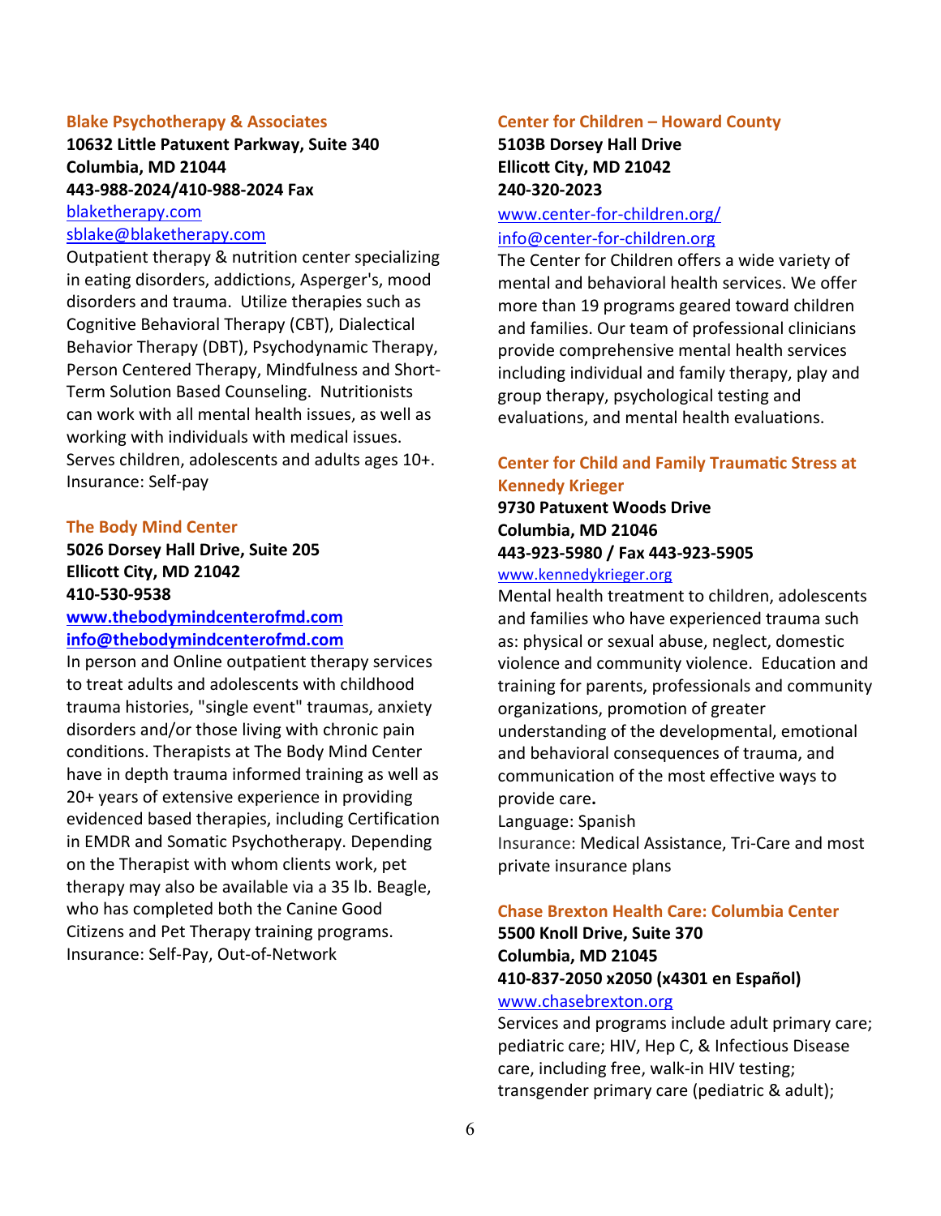### Blake Psychotherapy & Associates

**10632 Little Patuxent Parkway, Suite 340**
**Columbia, MD 21044**
**443-988-2024/410-988-2024 Fax**
blaketherapy.com
sblake@blaketherapy.com

Outpatient therapy & nutrition center specializing in eating disorders, addictions, Asperger's, mood disorders and trauma. Utilize therapies such as Cognitive Behavioral Therapy (CBT), Dialectical Behavior Therapy (DBT), Psychodynamic Therapy, Person Centered Therapy, Mindfulness and Short-Term Solution Based Counseling. Nutritionists can work with all mental health issues, as well as working with individuals with medical issues. Serves children, adolescents and adults ages 10+.
Insurance: Self-pay

### The Body Mind Center

**5026 Dorsey Hall Drive, Suite 205**
**Ellicott City, MD 21042**
**410-530-9538**
**www.thebodymindcenterofmd.com**
**info@thebodymindcenterofmd.com**

In person and Online outpatient therapy services to treat adults and adolescents with childhood trauma histories, "single event" traumas, anxiety disorders and/or those living with chronic pain conditions. Therapists at The Body Mind Center have in depth trauma informed training as well as 20+ years of extensive experience in providing evidenced based therapies, including Certification in EMDR and Somatic Psychotherapy. Depending on the Therapist with whom clients work, pet therapy may also be available via a 35 lb. Beagle, who has completed both the Canine Good Citizens and Pet Therapy training programs.
Insurance: Self-Pay, Out-of-Network

### Center for Children – Howard County

**5103B Dorsey Hall Drive**
**Ellicott City, MD 21042**
**240-320-2023**
www.center-for-children.org/
info@center-for-children.org

The Center for Children offers a wide variety of mental and behavioral health services. We offer more than 19 programs geared toward children and families. Our team of professional clinicians provide comprehensive mental health services including individual and family therapy, play and group therapy, psychological testing and evaluations, and mental health evaluations.

### Center for Child and Family Traumatic Stress at Kennedy Krieger

**9730 Patuxent Woods Drive**
**Columbia, MD 21046**
**443-923-5980 / Fax 443-923-5905**
www.kennedykrieger.org

Mental health treatment to children, adolescents and families who have experienced trauma such as: physical or sexual abuse, neglect, domestic violence and community violence. Education and training for parents, professionals and community organizations, promotion of greater understanding of the developmental, emotional and behavioral consequences of trauma, and communication of the most effective ways to provide care**.**
Language: Spanish
Insurance: Medical Assistance, Tri-Care and most private insurance plans

### Chase Brexton Health Care: Columbia Center

**5500 Knoll Drive, Suite 370**
**Columbia, MD 21045**
**410-837-2050 x2050 (x4301 en Español)**
www.chasebrexton.org

Services and programs include adult primary care; pediatric care; HIV, Hep C, & Infectious Disease care, including free, walk-in HIV testing; transgender primary care (pediatric & adult);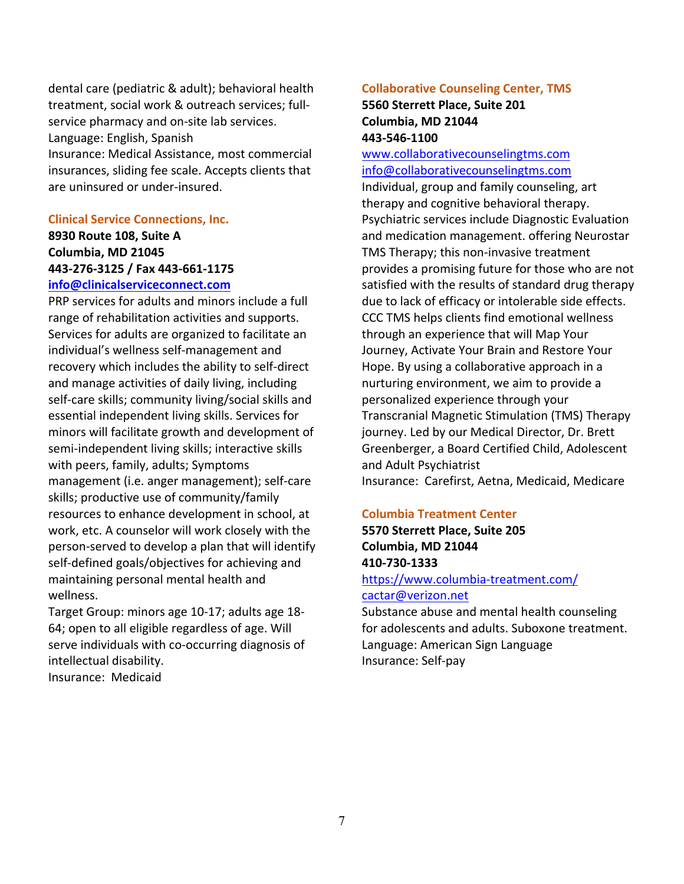dental care (pediatric & adult); behavioral health treatment, social work & outreach services; full-service pharmacy and on-site lab services.
Language: English, Spanish
Insurance: Medical Assistance, most commercial insurances, sliding fee scale. Accepts clients that are uninsured or under-insured.

### Clinical Service Connections, Inc.

**8930 Route 108, Suite A**
**Columbia, MD 21045**
**443-276-3125 / Fax 443-661-1175**
**info@clinicalserviceconnect.com**

PRP services for adults and minors include a full range of rehabilitation activities and supports. Services for adults are organized to facilitate an individual's wellness self-management and recovery which includes the ability to self-direct and manage activities of daily living, including self-care skills; community living/social skills and essential independent living skills. Services for minors will facilitate growth and development of semi-independent living skills; interactive skills with peers, family, adults; Symptoms management (i.e. anger management); self-care skills; productive use of community/family resources to enhance development in school, at work, etc. A counselor will work closely with the person-served to develop a plan that will identify self-defined goals/objectives for achieving and maintaining personal mental health and wellness.
Target Group: minors age 10-17; adults age 18-64; open to all eligible regardless of age. Will serve individuals with co-occurring diagnosis of intellectual disability.
Insurance: Medicaid

### Collaborative Counseling Center, TMS

**5560 Sterrett Place, Suite 201**
**Columbia, MD 21044**
**443-546-1100**
www.collaborativecounselingtms.com
info@collaborativecounselingtms.com

Individual, group and family counseling, art therapy and cognitive behavioral therapy. Psychiatric services include Diagnostic Evaluation and medication management. offering Neurostar TMS Therapy; this non-invasive treatment provides a promising future for those who are not satisfied with the results of standard drug therapy due to lack of efficacy or intolerable side effects. CCC TMS helps clients find emotional wellness through an experience that will Map Your Journey, Activate Your Brain and Restore Your Hope. By using a collaborative approach in a nurturing environment, we aim to provide a personalized experience through your Transcranial Magnetic Stimulation (TMS) Therapy journey. Led by our Medical Director, Dr. Brett Greenberger, a Board Certified Child, Adolescent and Adult Psychiatrist
Insurance: Carefirst, Aetna, Medicaid, Medicare

### Columbia Treatment Center

**5570 Sterrett Place, Suite 205**
**Columbia, MD 21044**
**410-730-1333**
https://www.columbia-treatment.com/
cactar@verizon.net

Substance abuse and mental health counseling for adolescents and adults. Suboxone treatment.
Language: American Sign Language
Insurance: Self-pay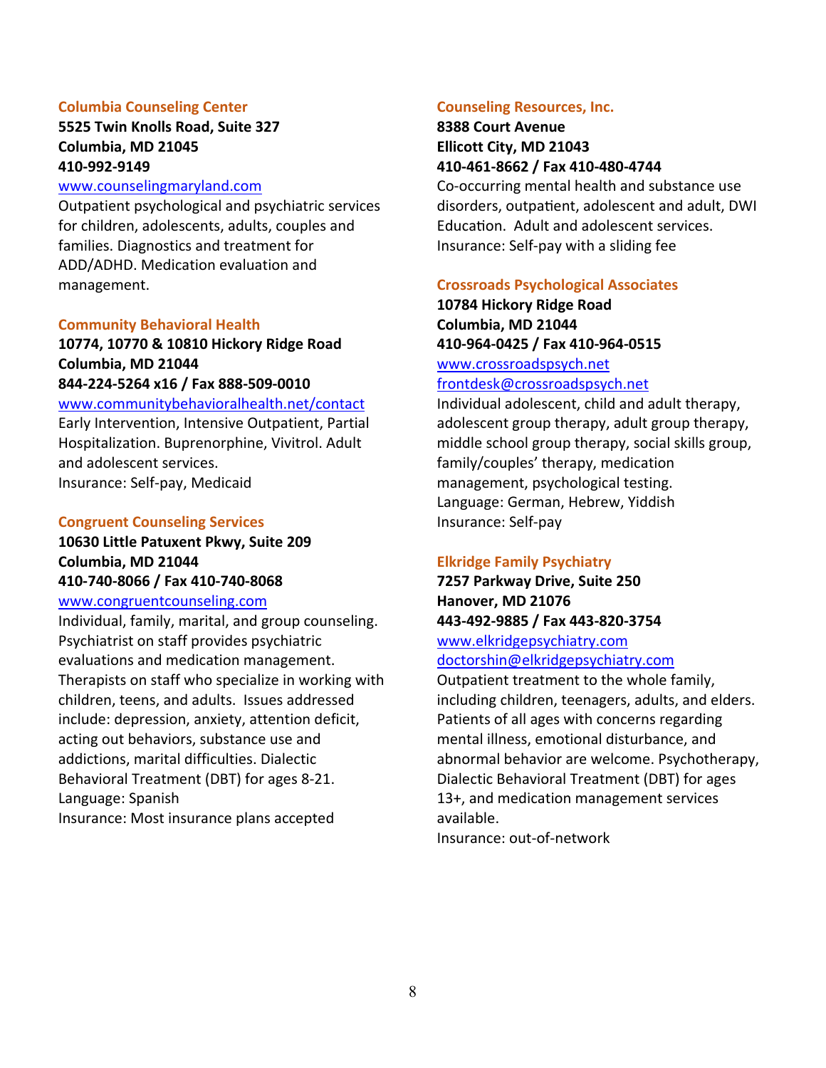### Columbia Counseling Center

**5525 Twin Knolls Road, Suite 327**
**Columbia, MD 21045**
**410-992-9149**
www.counselingmaryland.com

Outpatient psychological and psychiatric services for children, adolescents, adults, couples and families. Diagnostics and treatment for ADD/ADHD. Medication evaluation and management.

### Community Behavioral Health

**10774, 10770 & 10810 Hickory Ridge Road**
**Columbia, MD 21044**
**844-224-5264 x16 / Fax 888-509-0010**
www.communitybehavioralhealth.net/contact

Early Intervention, Intensive Outpatient, Partial Hospitalization. Buprenorphine, Vivitrol. Adult and adolescent services.
Insurance: Self-pay, Medicaid

### Congruent Counseling Services

**10630 Little Patuxent Pkwy, Suite 209**
**Columbia, MD 21044**
**410-740-8066 / Fax 410-740-8068**
www.congruentcounseling.com

Individual, family, marital, and group counseling. Psychiatrist on staff provides psychiatric evaluations and medication management. Therapists on staff who specialize in working with children, teens, and adults. Issues addressed include: depression, anxiety, attention deficit, acting out behaviors, substance use and addictions, marital difficulties. Dialectic Behavioral Treatment (DBT) for ages 8-21.
Language: Spanish
Insurance: Most insurance plans accepted

### Counseling Resources, Inc.

**8388 Court Avenue**
**Ellicott City, MD 21043**
**410-461-8662 / Fax 410-480-4744**

Co-occurring mental health and substance use disorders, outpatient, adolescent and adult, DWI Education. Adult and adolescent services.
Insurance: Self-pay with a sliding fee

### Crossroads Psychological Associates

**10784 Hickory Ridge Road**
**Columbia, MD 21044**
**410-964-0425 / Fax 410-964-0515**
www.crossroadspsych.net
frontdesk@crossroadspsych.net

Individual adolescent, child and adult therapy, adolescent group therapy, adult group therapy, middle school group therapy, social skills group, family/couples' therapy, medication management, psychological testing.
Language: German, Hebrew, Yiddish
Insurance: Self-pay

### Elkridge Family Psychiatry

**7257 Parkway Drive, Suite 250**
**Hanover, MD 21076**
**443-492-9885 / Fax 443-820-3754**
www.elkridgepsychiatry.com
doctorshin@elkridgepsychiatry.com

Outpatient treatment to the whole family, including children, teenagers, adults, and elders. Patients of all ages with concerns regarding mental illness, emotional disturbance, and abnormal behavior are welcome. Psychotherapy, Dialectic Behavioral Treatment (DBT) for ages 13+, and medication management services available.
Insurance: out-of-network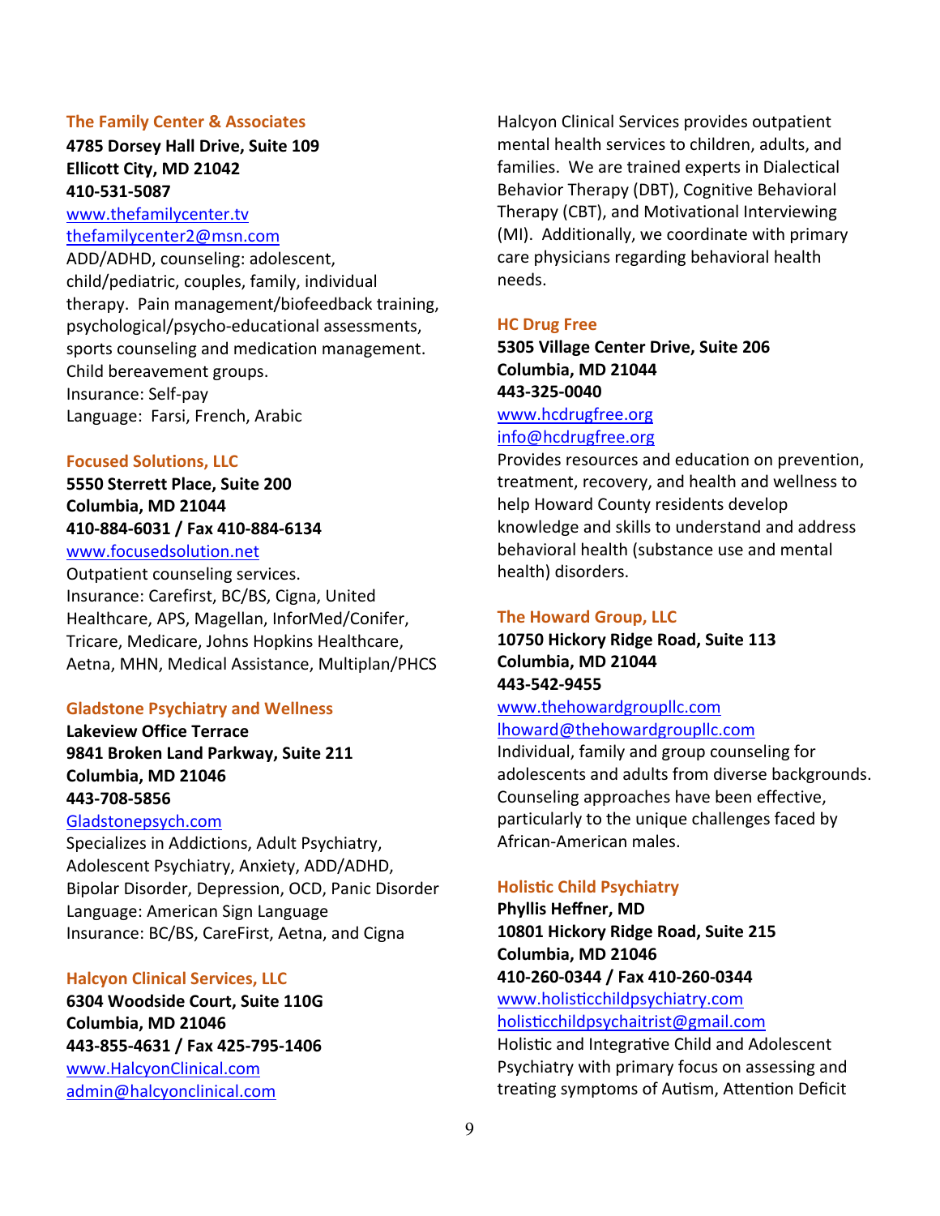### The Family Center & Associates

**4785 Dorsey Hall Drive, Suite 109**
**Ellicott City, MD 21042**
**410-531-5087**
www.thefamilycenter.tv
thefamilycenter2@msn.com
ADD/ADHD, counseling: adolescent, child/pediatric, couples, family, individual therapy. Pain management/biofeedback training, psychological/psycho-educational assessments, sports counseling and medication management. Child bereavement groups.
Insurance: Self-pay
Language: Farsi, French, Arabic

### Focused Solutions, LLC

**5550 Sterrett Place, Suite 200**
**Columbia, MD 21044**
**410-884-6031 / Fax 410-884-6134**
www.focusedsolution.net
Outpatient counseling services.
Insurance: Carefirst, BC/BS, Cigna, United Healthcare, APS, Magellan, InforMed/Conifer, Tricare, Medicare, Johns Hopkins Healthcare, Aetna, MHN, Medical Assistance, Multiplan/PHCS

### Gladstone Psychiatry and Wellness

**Lakeview Office Terrace**
**9841 Broken Land Parkway, Suite 211**
**Columbia, MD 21046**
**443-708-5856**
Gladstonepsych.com
Specializes in Addictions, Adult Psychiatry, Adolescent Psychiatry, Anxiety, ADD/ADHD, Bipolar Disorder, Depression, OCD, Panic Disorder
Language: American Sign Language
Insurance: BC/BS, CareFirst, Aetna, and Cigna

### Halcyon Clinical Services, LLC

**6304 Woodside Court, Suite 110G**
**Columbia, MD 21046**
**443-855-4631 / Fax 425-795-1406**
www.HalcyonClinical.com
admin@halcyonclinical.com
Halcyon Clinical Services provides outpatient mental health services to children, adults, and families. We are trained experts in Dialectical Behavior Therapy (DBT), Cognitive Behavioral Therapy (CBT), and Motivational Interviewing (MI). Additionally, we coordinate with primary care physicians regarding behavioral health needs.

### HC Drug Free

**5305 Village Center Drive, Suite 206**
**Columbia, MD 21044**
**443-325-0040**
www.hcdrugfree.org
info@hcdrugfree.org
Provides resources and education on prevention, treatment, recovery, and health and wellness to help Howard County residents develop knowledge and skills to understand and address behavioral health (substance use and mental health) disorders.

### The Howard Group, LLC

**10750 Hickory Ridge Road, Suite 113**
**Columbia, MD 21044**
**443-542-9455**
www.thehowardgroupllc.com
lhoward@thehowardgroupllc.com
Individual, family and group counseling for adolescents and adults from diverse backgrounds. Counseling approaches have been effective, particularly to the unique challenges faced by African-American males.

### Holistic Child Psychiatry

**Phyllis Heffner, MD**
**10801 Hickory Ridge Road, Suite 215**
**Columbia, MD 21046**
**410-260-0344 / Fax 410-260-0344**
www.holisticchildpsychiatry.com
holisticchildpsychaitrist@gmail.com
Holistic and Integrative Child and Adolescent Psychiatry with primary focus on assessing and treating symptoms of Autism, Attention Deficit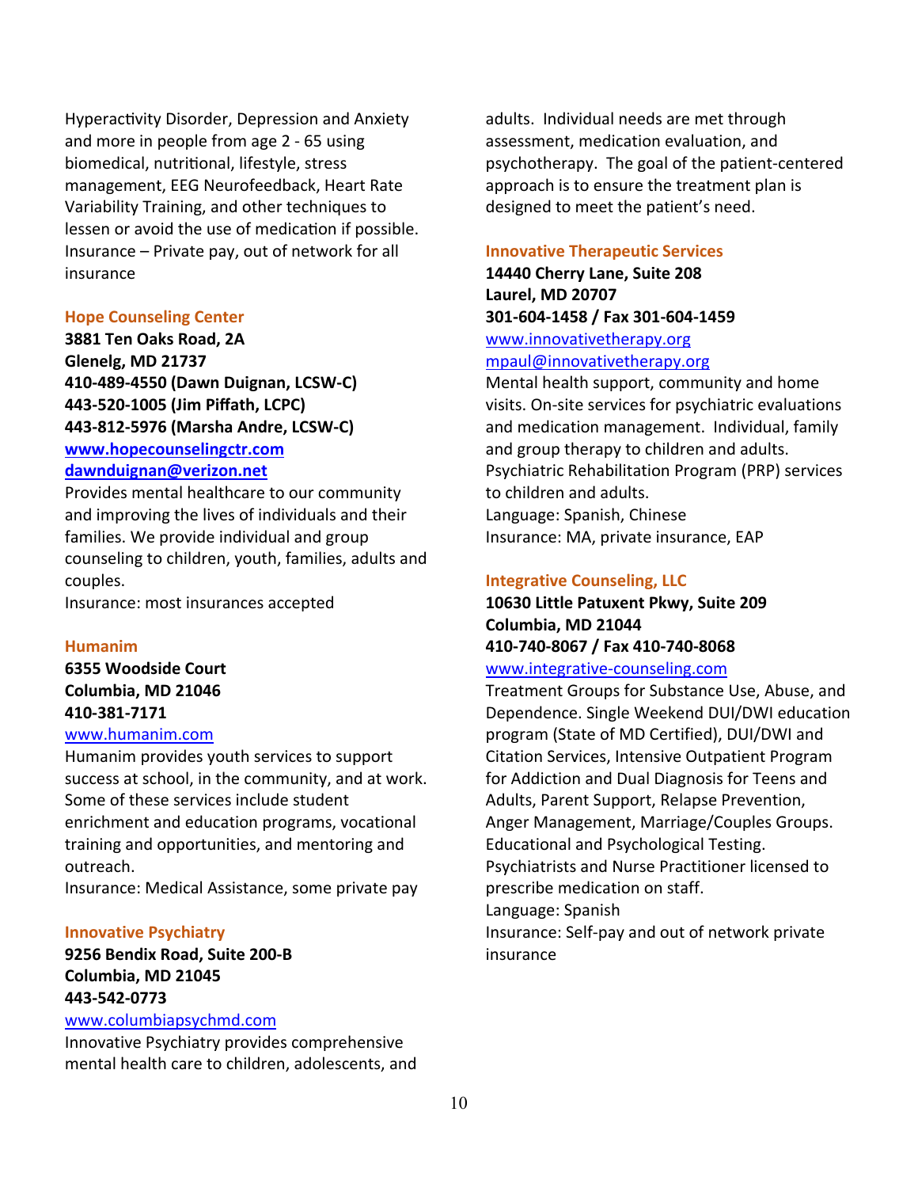Hyperactivity Disorder, Depression and Anxiety and more in people from age 2 - 65 using biomedical, nutritional, lifestyle, stress management, EEG Neurofeedback, Heart Rate Variability Training, and other techniques to lessen or avoid the use of medication if possible. Insurance – Private pay, out of network for all insurance

### Hope Counseling Center

**3881 Ten Oaks Road, 2A**
**Glenelg, MD 21737**
**410-489-4550 (Dawn Duignan, LCSW-C)**
**443-520-1005 (Jim Piffath, LCPC)**
**443-812-5976 (Marsha Andre, LCSW-C)**
**www.hopecounselingctr.com**
**dawnduignan@verizon.net**

Provides mental healthcare to our community and improving the lives of individuals and their families. We provide individual and group counseling to children, youth, families, adults and couples.
Insurance: most insurances accepted

### Humanim

**6355 Woodside Court**
**Columbia, MD 21046**
**410-381-7171**
www.humanim.com

Humanim provides youth services to support success at school, in the community, and at work. Some of these services include student enrichment and education programs, vocational training and opportunities, and mentoring and outreach.
Insurance: Medical Assistance, some private pay

### Innovative Psychiatry

**9256 Bendix Road, Suite 200-B**
**Columbia, MD 21045**
**443-542-0773**
www.columbiapsychmd.com

Innovative Psychiatry provides comprehensive mental health care to children, adolescents, and adults. Individual needs are met through assessment, medication evaluation, and psychotherapy. The goal of the patient-centered approach is to ensure the treatment plan is designed to meet the patient's need.

### Innovative Therapeutic Services

**14440 Cherry Lane, Suite 208**
**Laurel, MD 20707**
**301-604-1458 / Fax 301-604-1459**
www.innovativetherapy.org
mpaul@innovativetherapy.org

Mental health support, community and home visits. On-site services for psychiatric evaluations and medication management. Individual, family and group therapy to children and adults. Psychiatric Rehabilitation Program (PRP) services to children and adults.
Language: Spanish, Chinese
Insurance: MA, private insurance, EAP

### Integrative Counseling, LLC

**10630 Little Patuxent Pkwy, Suite 209**
**Columbia, MD 21044**
**410-740-8067 / Fax 410-740-8068**
www.integrative-counseling.com

Treatment Groups for Substance Use, Abuse, and Dependence. Single Weekend DUI/DWI education program (State of MD Certified), DUI/DWI and Citation Services, Intensive Outpatient Program for Addiction and Dual Diagnosis for Teens and Adults, Parent Support, Relapse Prevention, Anger Management, Marriage/Couples Groups. Educational and Psychological Testing. Psychiatrists and Nurse Practitioner licensed to prescribe medication on staff.
Language: Spanish
Insurance: Self-pay and out of network private insurance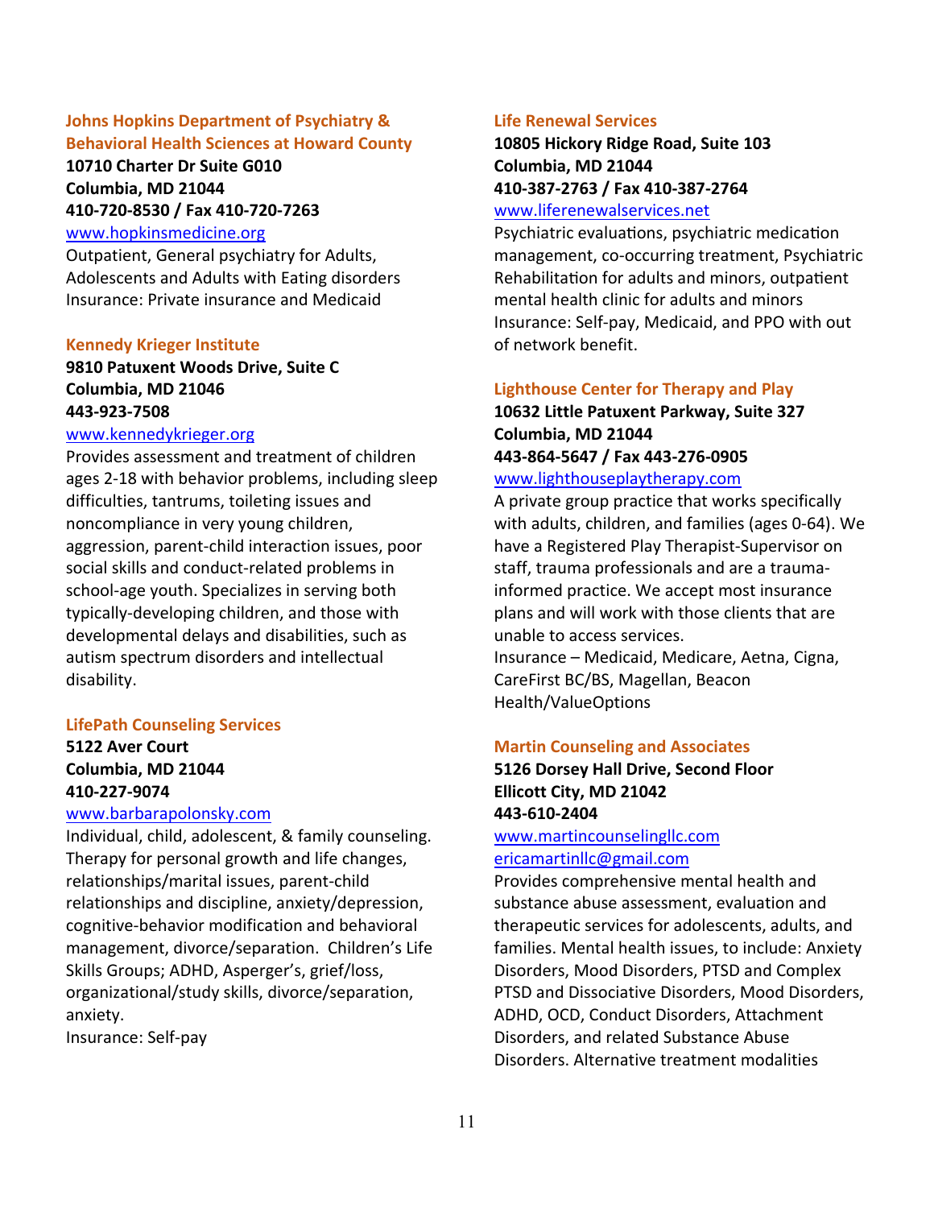### Johns Hopkins Department of Psychiatry & Behavioral Health Sciences at Howard County

**10710 Charter Dr Suite G010**
**Columbia, MD 21044**
**410-720-8530 / Fax 410-720-7263**
www.hopkinsmedicine.org
Outpatient, General psychiatry for Adults, Adolescents and Adults with Eating disorders
Insurance: Private insurance and Medicaid

### Kennedy Krieger Institute

**9810 Patuxent Woods Drive, Suite C**
**Columbia, MD 21046**
**443-923-7508**
www.kennedykrieger.org
Provides assessment and treatment of children ages 2-18 with behavior problems, including sleep difficulties, tantrums, toileting issues and noncompliance in very young children, aggression, parent-child interaction issues, poor social skills and conduct-related problems in school-age youth. Specializes in serving both typically-developing children, and those with developmental delays and disabilities, such as autism spectrum disorders and intellectual disability.

### LifePath Counseling Services

**5122 Aver Court**
**Columbia, MD 21044**
**410-227-9074**
www.barbarapolonsky.com
Individual, child, adolescent, & family counseling. Therapy for personal growth and life changes, relationships/marital issues, parent-child relationships and discipline, anxiety/depression, cognitive-behavior modification and behavioral management, divorce/separation. Children's Life Skills Groups; ADHD, Asperger's, grief/loss, organizational/study skills, divorce/separation, anxiety.
Insurance: Self-pay

### Life Renewal Services

**10805 Hickory Ridge Road, Suite 103**
**Columbia, MD 21044**
**410-387-2763 / Fax 410-387-2764**
www.liferenewalservices.net
Psychiatric evaluations, psychiatric medication management, co-occurring treatment, Psychiatric Rehabilitation for adults and minors, outpatient mental health clinic for adults and minors
Insurance: Self-pay, Medicaid, and PPO with out of network benefit.

### Lighthouse Center for Therapy and Play

**10632 Little Patuxent Parkway, Suite 327**
**Columbia, MD 21044**
**443-864-5647 / Fax 443-276-0905**
www.lighthouseplaytherapy.com
A private group practice that works specifically with adults, children, and families (ages 0-64). We have a Registered Play Therapist-Supervisor on staff, trauma professionals and are a trauma-informed practice. We accept most insurance plans and will work with those clients that are unable to access services.
Insurance – Medicaid, Medicare, Aetna, Cigna, CareFirst BC/BS, Magellan, Beacon Health/ValueOptions

### Martin Counseling and Associates

**5126 Dorsey Hall Drive, Second Floor**
**Ellicott City, MD 21042**
**443-610-2404**
www.martincounselingllc.com
ericamartinllc@gmail.com
Provides comprehensive mental health and substance abuse assessment, evaluation and therapeutic services for adolescents, adults, and families. Mental health issues, to include: Anxiety Disorders, Mood Disorders, PTSD and Complex PTSD and Dissociative Disorders, Mood Disorders, ADHD, OCD, Conduct Disorders, Attachment Disorders, and related Substance Abuse Disorders. Alternative treatment modalities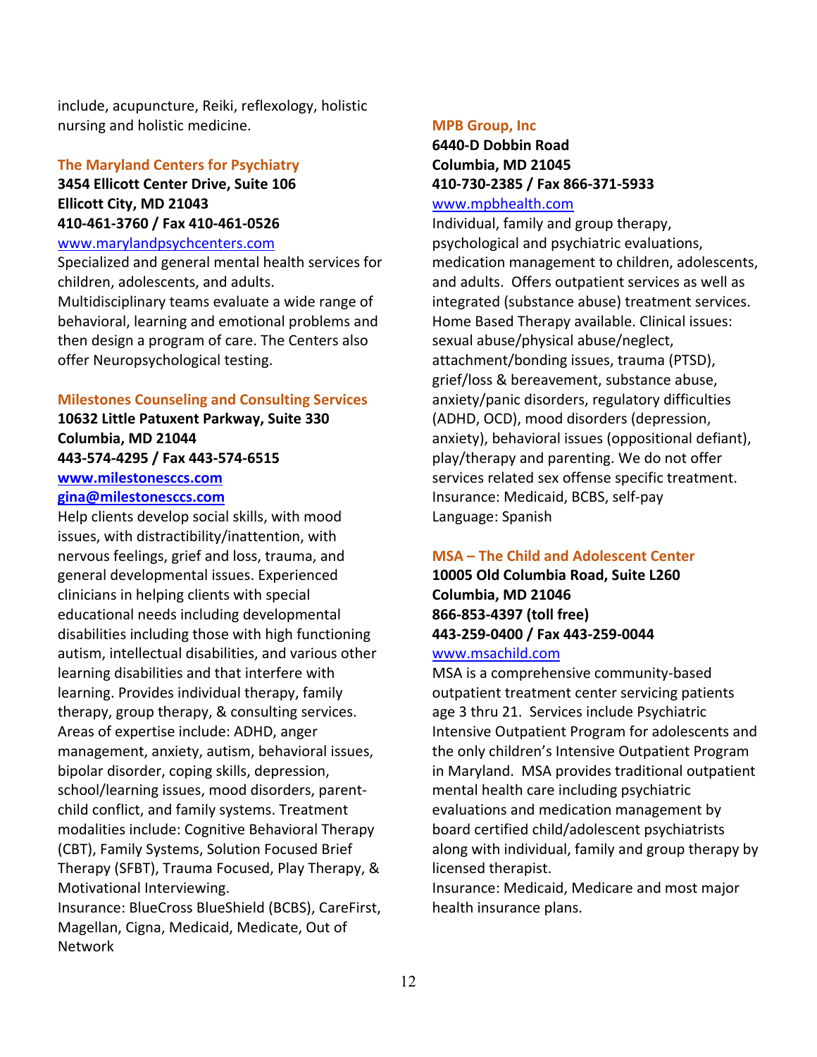include, acupuncture, Reiki, reflexology, holistic nursing and holistic medicine.

### The Maryland Centers for Psychiatry

**3454 Ellicott Center Drive, Suite 106**
**Ellicott City, MD 21043**
**410-461-3760 / Fax 410-461-0526**
www.marylandpsychcenters.com

Specialized and general mental health services for children, adolescents, and adults. Multidisciplinary teams evaluate a wide range of behavioral, learning and emotional problems and then design a program of care. The Centers also offer Neuropsychological testing.

### Milestones Counseling and Consulting Services

**10632 Little Patuxent Parkway, Suite 330**
**Columbia, MD 21044**
**443-574-4295 / Fax 443-574-6515**
**www.milestonesccs.com**
**gina@milestonesccs.com**

Help clients develop social skills, with mood issues, with distractibility/inattention, with nervous feelings, grief and loss, trauma, and general developmental issues. Experienced clinicians in helping clients with special educational needs including developmental disabilities including those with high functioning autism, intellectual disabilities, and various other learning disabilities and that interfere with learning. Provides individual therapy, family therapy, group therapy, & consulting services. Areas of expertise include: ADHD, anger management, anxiety, autism, behavioral issues, bipolar disorder, coping skills, depression, school/learning issues, mood disorders, parent-child conflict, and family systems. Treatment modalities include: Cognitive Behavioral Therapy (CBT), Family Systems, Solution Focused Brief Therapy (SFBT), Trauma Focused, Play Therapy, & Motivational Interviewing.
Insurance: BlueCross BlueShield (BCBS), CareFirst, Magellan, Cigna, Medicaid, Medicate, Out of Network

### MPB Group, Inc

**6440-D Dobbin Road**
**Columbia, MD 21045**
**410-730-2385 / Fax 866-371-5933**
www.mpbhealth.com

Individual, family and group therapy, psychological and psychiatric evaluations, medication management to children, adolescents, and adults. Offers outpatient services as well as integrated (substance abuse) treatment services. Home Based Therapy available. Clinical issues: sexual abuse/physical abuse/neglect, attachment/bonding issues, trauma (PTSD), grief/loss & bereavement, substance abuse, anxiety/panic disorders, regulatory difficulties (ADHD, OCD), mood disorders (depression, anxiety), behavioral issues (oppositional defiant), play/therapy and parenting. We do not offer services related sex offense specific treatment.
Insurance: Medicaid, BCBS, self-pay
Language: Spanish

### MSA – The Child and Adolescent Center

**10005 Old Columbia Road, Suite L260**
**Columbia, MD 21046**
**866-853-4397 (toll free)**
**443-259-0400 / Fax 443-259-0044**
www.msachild.com

MSA is a comprehensive community-based outpatient treatment center servicing patients age 3 thru 21. Services include Psychiatric Intensive Outpatient Program for adolescents and the only children's Intensive Outpatient Program in Maryland. MSA provides traditional outpatient mental health care including psychiatric evaluations and medication management by board certified child/adolescent psychiatrists along with individual, family and group therapy by licensed therapist.
Insurance: Medicaid, Medicare and most major health insurance plans.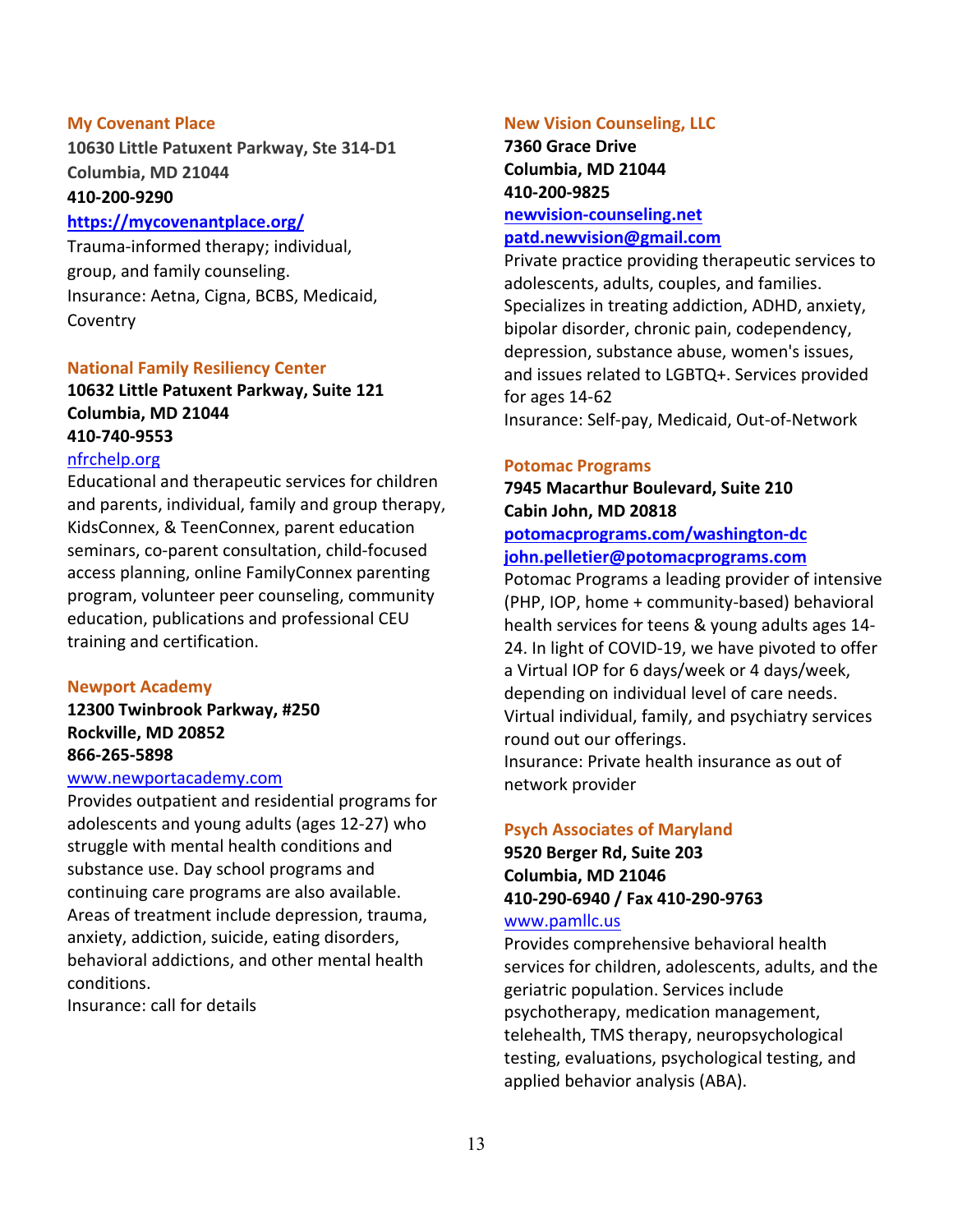### My Covenant Place

**10630 Little Patuxent Parkway, Ste 314-D1**
**Columbia, MD 21044**
**410-200-9290**
**https://mycovenantplace.org/**

Trauma-informed therapy; individual, group, and family counseling.
Insurance: Aetna, Cigna, BCBS, Medicaid, Coventry

### National Family Resiliency Center

**10632 Little Patuxent Parkway, Suite 121**
**Columbia, MD 21044**
**410-740-9553**
nfrchelp.org

Educational and therapeutic services for children and parents, individual, family and group therapy, KidsConnex, & TeenConnex, parent education seminars, co-parent consultation, child-focused access planning, online FamilyConnex parenting program, volunteer peer counseling, community education, publications and professional CEU training and certification.

### Newport Academy

**12300 Twinbrook Parkway, #250**
**Rockville, MD 20852**
**866-265-5898**
www.newportacademy.com

Provides outpatient and residential programs for adolescents and young adults (ages 12-27) who struggle with mental health conditions and substance use. Day school programs and continuing care programs are also available. Areas of treatment include depression, trauma, anxiety, addiction, suicide, eating disorders, behavioral addictions, and other mental health conditions.
Insurance: call for details

### New Vision Counseling, LLC

**7360 Grace Drive**
**Columbia, MD 21044**
**410-200-9825**
**newvision-counseling.net**
**patd.newvision@gmail.com**

Private practice providing therapeutic services to adolescents, adults, couples, and families. Specializes in treating addiction, ADHD, anxiety, bipolar disorder, chronic pain, codependency, depression, substance abuse, women's issues, and issues related to LGBTQ+. Services provided for ages 14-62
Insurance: Self-pay, Medicaid, Out-of-Network

### Potomac Programs

**7945 Macarthur Boulevard, Suite 210**
**Cabin John, MD 20818**
**potomacprograms.com/washington-dc**
**john.pelletier@potomacprograms.com**

Potomac Programs a leading provider of intensive (PHP, IOP, home + community-based) behavioral health services for teens & young adults ages 14-24. In light of COVID-19, we have pivoted to offer a Virtual IOP for 6 days/week or 4 days/week, depending on individual level of care needs. Virtual individual, family, and psychiatry services round out our offerings.
Insurance: Private health insurance as out of network provider

### Psych Associates of Maryland

**9520 Berger Rd, Suite 203**
**Columbia, MD 21046**
**410-290-6940 / Fax 410-290-9763**
www.pamllc.us

Provides comprehensive behavioral health services for children, adolescents, adults, and the geriatric population. Services include psychotherapy, medication management, telehealth, TMS therapy, neuropsychological testing, evaluations, psychological testing, and applied behavior analysis (ABA).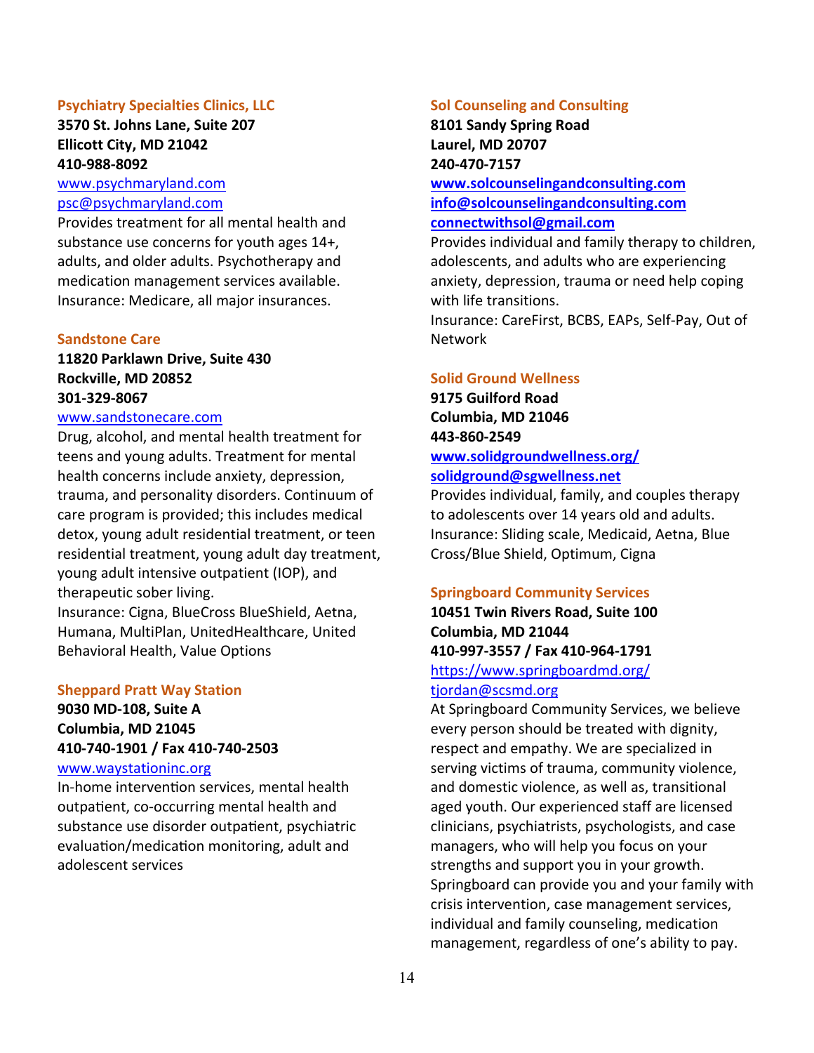### Psychiatry Specialties Clinics, LLC

**3570 St. Johns Lane, Suite 207**
**Ellicott City, MD 21042**
**410-988-8092**
www.psychmaryland.com
psc@psychmaryland.com

Provides treatment for all mental health and substance use concerns for youth ages 14+, adults, and older adults. Psychotherapy and medication management services available.
Insurance: Medicare, all major insurances.

### Sandstone Care

**11820 Parklawn Drive, Suite 430**
**Rockville, MD 20852**
**301-329-8067**
www.sandstonecare.com

Drug, alcohol, and mental health treatment for teens and young adults. Treatment for mental health concerns include anxiety, depression, trauma, and personality disorders. Continuum of care program is provided; this includes medical detox, young adult residential treatment, or teen residential treatment, young adult day treatment, young adult intensive outpatient (IOP), and therapeutic sober living.
Insurance: Cigna, BlueCross BlueShield, Aetna, Humana, MultiPlan, UnitedHealthcare, United Behavioral Health, Value Options

### Sheppard Pratt Way Station

**9030 MD-108, Suite A**
**Columbia, MD 21045**
**410-740-1901 / Fax 410-740-2503**
www.waystationinc.org

In-home intervention services, mental health outpatient, co-occurring mental health and substance use disorder outpatient, psychiatric evaluation/medication monitoring, adult and adolescent services

### Sol Counseling and Consulting

**8101 Sandy Spring Road**
**Laurel, MD 20707**
**240-470-7157**
**www.solcounselingandconsulting.com**
**info@solcounselingandconsulting.com**
**connectwithsol@gmail.com**

Provides individual and family therapy to children, adolescents, and adults who are experiencing anxiety, depression, trauma or need help coping with life transitions.
Insurance: CareFirst, BCBS, EAPs, Self-Pay, Out of Network

### Solid Ground Wellness

**9175 Guilford Road**
**Columbia, MD 21046**
**443-860-2549**
**www.solidgroundwellness.org/**
**solidground@sgwellness.net**

Provides individual, family, and couples therapy to adolescents over 14 years old and adults.
Insurance: Sliding scale, Medicaid, Aetna, Blue Cross/Blue Shield, Optimum, Cigna

### Springboard Community Services

**10451 Twin Rivers Road, Suite 100**
**Columbia, MD 21044**
**410-997-3557 / Fax 410-964-1791**
https://www.springboardmd.org/
tjordan@scsmd.org

At Springboard Community Services, we believe every person should be treated with dignity, respect and empathy. We are specialized in serving victims of trauma, community violence, and domestic violence, as well as, transitional aged youth. Our experienced staff are licensed clinicians, psychiatrists, psychologists, and case managers, who will help you focus on your strengths and support you in your growth. Springboard can provide you and your family with crisis intervention, case management services, individual and family counseling, medication management, regardless of one's ability to pay.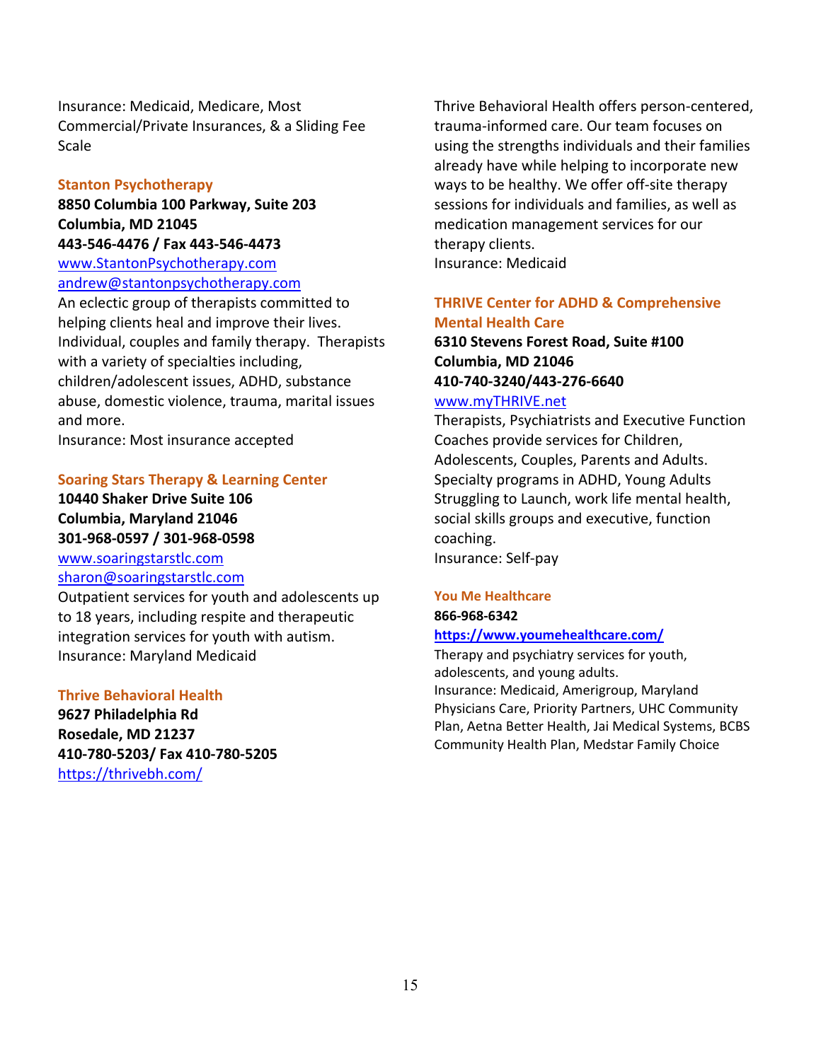Insurance: Medicaid, Medicare, Most Commercial/Private Insurances, & a Sliding Fee Scale

### Stanton Psychotherapy

**8850 Columbia 100 Parkway, Suite 203**
**Columbia, MD 21045**
**443-546-4476 / Fax 443-546-4473**
www.StantonPsychotherapy.com
andrew@stantonpsychotherapy.com

An eclectic group of therapists committed to helping clients heal and improve their lives. Individual, couples and family therapy. Therapists with a variety of specialties including, children/adolescent issues, ADHD, substance abuse, domestic violence, trauma, marital issues and more.
Insurance: Most insurance accepted

### Soaring Stars Therapy & Learning Center

**10440 Shaker Drive Suite 106**
**Columbia, Maryland 21046**
**301-968-0597 / 301-968-0598**
www.soaringstarstlc.com
sharon@soaringstarstlc.com

Outpatient services for youth and adolescents up to 18 years, including respite and therapeutic integration services for youth with autism.
Insurance: Maryland Medicaid

### Thrive Behavioral Health

**9627 Philadelphia Rd**
**Rosedale, MD 21237**
**410-780-5203/ Fax 410-780-5205**
https://thrivebh.com/

Thrive Behavioral Health offers person-centered, trauma-informed care. Our team focuses on using the strengths individuals and their families already have while helping to incorporate new ways to be healthy. We offer off-site therapy sessions for individuals and families, as well as medication management services for our therapy clients.
Insurance: Medicaid

### THRIVE Center for ADHD & Comprehensive Mental Health Care

**6310 Stevens Forest Road, Suite #100**
**Columbia, MD 21046**
**410-740-3240/443-276-6640**
www.myTHRIVE.net

Therapists, Psychiatrists and Executive Function Coaches provide services for Children, Adolescents, Couples, Parents and Adults. Specialty programs in ADHD, Young Adults Struggling to Launch, work life mental health, social skills groups and executive, function coaching.
Insurance: Self-pay

### You Me Healthcare

**866-968-6342**
**https://www.youmehealthcare.com/**

Therapy and psychiatry services for youth, adolescents, and young adults.
Insurance: Medicaid, Amerigroup, Maryland Physicians Care, Priority Partners, UHC Community Plan, Aetna Better Health, Jai Medical Systems, BCBS Community Health Plan, Medstar Family Choice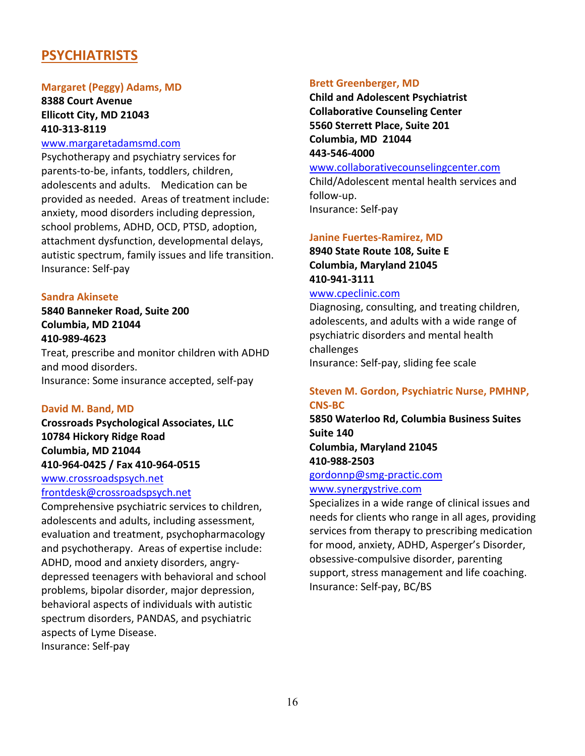## PSYCHIATRISTS

### Margaret (Peggy) Adams, MD

**8388 Court Avenue**
**Ellicott City, MD 21043**
**410-313-8119**
www.margaretadamsmd.com
Psychotherapy and psychiatry services for parents-to-be, infants, toddlers, children, adolescents and adults. Medication can be provided as needed. Areas of treatment include: anxiety, mood disorders including depression, school problems, ADHD, OCD, PTSD, adoption, attachment dysfunction, developmental delays, autistic spectrum, family issues and life transition.
Insurance: Self-pay

### Sandra Akinsete

**5840 Banneker Road, Suite 200**
**Columbia, MD 21044**
**410-989-4623**
Treat, prescribe and monitor children with ADHD and mood disorders.
Insurance: Some insurance accepted, self-pay

### David M. Band, MD

**Crossroads Psychological Associates, LLC**
**10784 Hickory Ridge Road**
**Columbia, MD 21044**
**410-964-0425 / Fax 410-964-0515**
www.crossroadspsych.net
frontdesk@crossroadspsych.net
Comprehensive psychiatric services to children, adolescents and adults, including assessment, evaluation and treatment, psychopharmacology and psychotherapy. Areas of expertise include: ADHD, mood and anxiety disorders, angry-depressed teenagers with behavioral and school problems, bipolar disorder, major depression, behavioral aspects of individuals with autistic spectrum disorders, PANDAS, and psychiatric aspects of Lyme Disease.
Insurance: Self-pay

### Brett Greenberger, MD

**Child and Adolescent Psychiatrist**
**Collaborative Counseling Center**
**5560 Sterrett Place, Suite 201**
**Columbia, MD 21044**
**443-546-4000**
www.collaborativecounselingcenter.com
Child/Adolescent mental health services and follow-up.
Insurance: Self-pay

### Janine Fuertes-Ramirez, MD

**8940 State Route 108, Suite E**
**Columbia, Maryland 21045**
**410-941-3111**
www.cpeclinic.com
Diagnosing, consulting, and treating children, adolescents, and adults with a wide range of psychiatric disorders and mental health challenges
Insurance: Self-pay, sliding fee scale

### Steven M. Gordon, Psychiatric Nurse, PMHNP, CNS-BC

**5850 Waterloo Rd, Columbia Business Suites**
**Suite 140**
**Columbia, Maryland 21045**
**410-988-2503**
gordonnp@smg-practic.com
www.synergystrive.com
Specializes in a wide range of clinical issues and needs for clients who range in all ages, providing services from therapy to prescribing medication for mood, anxiety, ADHD, Asperger's Disorder, obsessive-compulsive disorder, parenting support, stress management and life coaching.
Insurance: Self-pay, BC/BS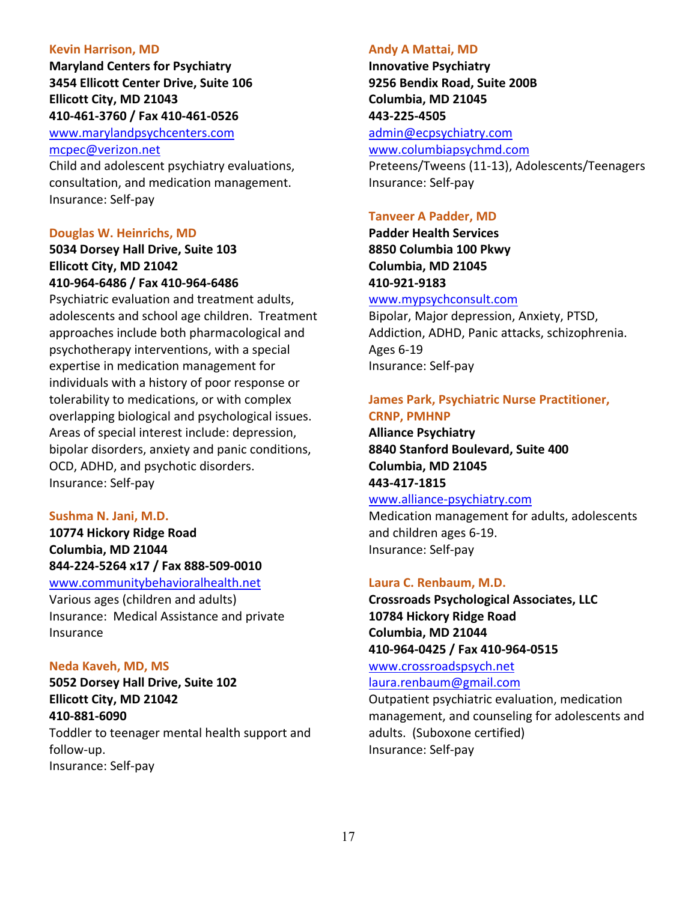### Kevin Harrison, MD

**Maryland Centers for Psychiatry**
**3454 Ellicott Center Drive, Suite 106**
**Ellicott City, MD 21043**
**410-461-3760 / Fax 410-461-0526**
www.marylandpsychcenters.com
mcpec@verizon.net
Child and adolescent psychiatry evaluations, consultation, and medication management.
Insurance: Self-pay

### Douglas W. Heinrichs, MD

**5034 Dorsey Hall Drive, Suite 103**
**Ellicott City, MD 21042**
**410-964-6486 / Fax 410-964-6486**
Psychiatric evaluation and treatment adults, adolescents and school age children. Treatment approaches include both pharmacological and psychotherapy interventions, with a special expertise in medication management for individuals with a history of poor response or tolerability to medications, or with complex overlapping biological and psychological issues. Areas of special interest include: depression, bipolar disorders, anxiety and panic conditions, OCD, ADHD, and psychotic disorders.
Insurance: Self-pay

### Sushma N. Jani, M.D.

**10774 Hickory Ridge Road**
**Columbia, MD 21044**
**844-224-5264 x17 / Fax 888-509-0010**
www.communitybehavioralhealth.net
Various ages (children and adults)
Insurance: Medical Assistance and private Insurance

### Neda Kaveh, MD, MS

**5052 Dorsey Hall Drive, Suite 102**
**Ellicott City, MD 21042**
**410-881-6090**
Toddler to teenager mental health support and follow-up.
Insurance: Self-pay

### Andy A Mattai, MD

**Innovative Psychiatry**
**9256 Bendix Road, Suite 200B**
**Columbia, MD 21045**
**443-225-4505**
admin@ecpsychiatry.com
www.columbiapsychmd.com
Preteens/Tweens (11-13), Adolescents/Teenagers
Insurance: Self-pay

### Tanveer A Padder, MD

**Padder Health Services**
**8850 Columbia 100 Pkwy**
**Columbia, MD 21045**
**410-921-9183**
www.mypsychconsult.com
Bipolar, Major depression, Anxiety, PTSD, Addiction, ADHD, Panic attacks, schizophrenia.
Ages 6-19
Insurance: Self-pay

### James Park, Psychiatric Nurse Practitioner, CRNP, PMHNP

**Alliance Psychiatry**
**8840 Stanford Boulevard, Suite 400**
**Columbia, MD 21045**
**443-417-1815**
www.alliance-psychiatry.com
Medication management for adults, adolescents and children ages 6-19.
Insurance: Self-pay

### Laura C. Renbaum, M.D.

**Crossroads Psychological Associates, LLC**
**10784 Hickory Ridge Road**
**Columbia, MD 21044**
**410-964-0425 / Fax 410-964-0515**
www.crossroadspsych.net
laura.renbaum@gmail.com
Outpatient psychiatric evaluation, medication management, and counseling for adolescents and adults. (Suboxone certified)
Insurance: Self-pay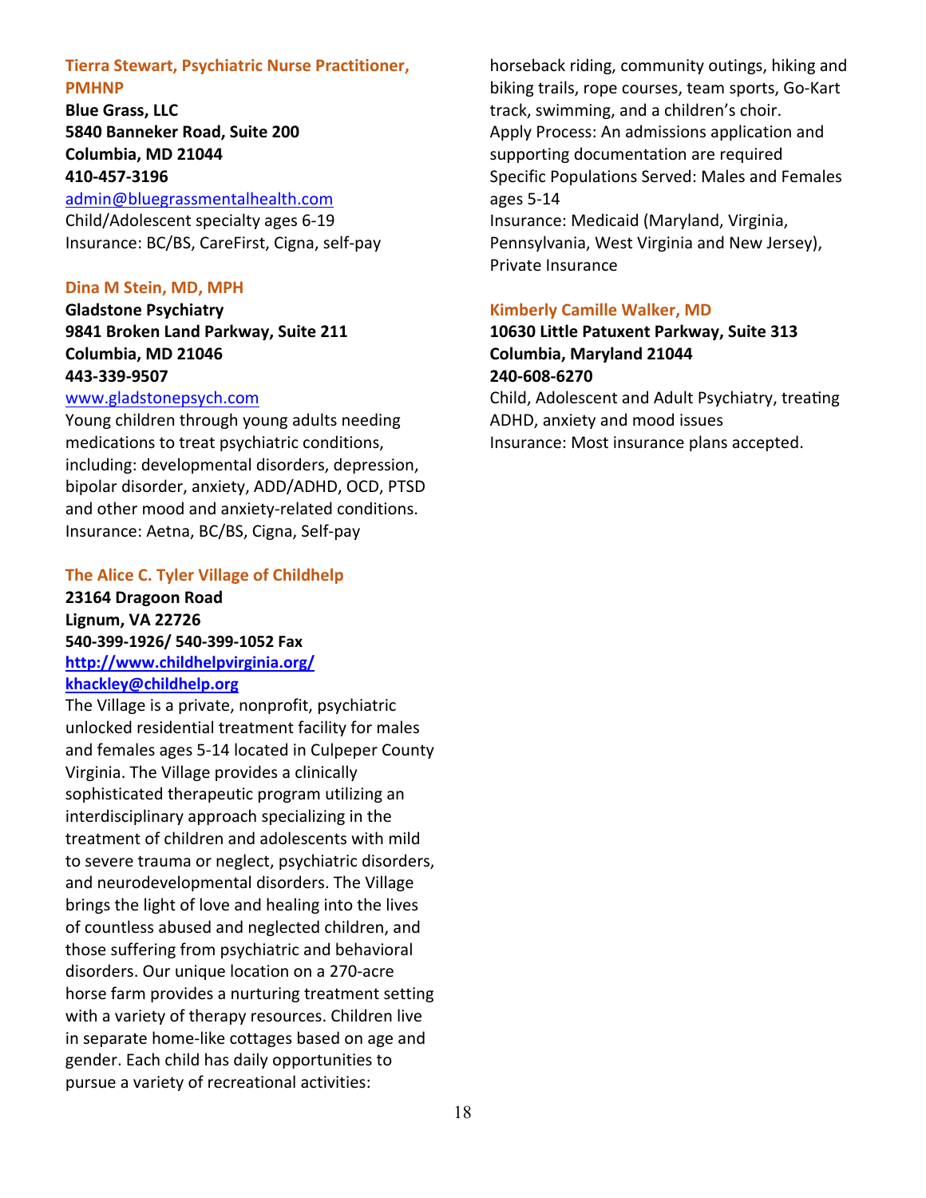### Tierra Stewart, Psychiatric Nurse Practitioner, PMHNP

**Blue Grass, LLC**
**5840 Banneker Road, Suite 200**
**Columbia, MD 21044**
**410-457-3196**
admin@bluegrassmentalhealth.com
Child/Adolescent specialty ages 6-19
Insurance: BC/BS, CareFirst, Cigna, self-pay

### Dina M Stein, MD, MPH

**Gladstone Psychiatry**
**9841 Broken Land Parkway, Suite 211**
**Columbia, MD 21046**
**443-339-9507**
www.gladstonepsych.com
Young children through young adults needing medications to treat psychiatric conditions, including: developmental disorders, depression, bipolar disorder, anxiety, ADD/ADHD, OCD, PTSD and other mood and anxiety-related conditions.
Insurance: Aetna, BC/BS, Cigna, Self-pay

### The Alice C. Tyler Village of Childhelp

**23164 Dragoon Road**
**Lignum, VA 22726**
**540-399-1926/ 540-399-1052 Fax**
**http://www.childhelpvirginia.org/**
**khackley@childhelp.org**
The Village is a private, nonprofit, psychiatric unlocked residential treatment facility for males and females ages 5-14 located in Culpeper County Virginia. The Village provides a clinically sophisticated therapeutic program utilizing an interdisciplinary approach specializing in the treatment of children and adolescents with mild to severe trauma or neglect, psychiatric disorders, and neurodevelopmental disorders. The Village brings the light of love and healing into the lives of countless abused and neglected children, and those suffering from psychiatric and behavioral disorders. Our unique location on a 270-acre horse farm provides a nurturing treatment setting with a variety of therapy resources. Children live in separate home-like cottages based on age and gender. Each child has daily opportunities to pursue a variety of recreational activities: horseback riding, community outings, hiking and biking trails, rope courses, team sports, Go-Kart track, swimming, and a children's choir.
Apply Process: An admissions application and supporting documentation are required
Specific Populations Served: Males and Females ages 5-14
Insurance: Medicaid (Maryland, Virginia, Pennsylvania, West Virginia and New Jersey), Private Insurance

### Kimberly Camille Walker, MD

**10630 Little Patuxent Parkway, Suite 313**
**Columbia, Maryland 21044**
**240-608-6270**
Child, Adolescent and Adult Psychiatry, treating ADHD, anxiety and mood issues
Insurance: Most insurance plans accepted.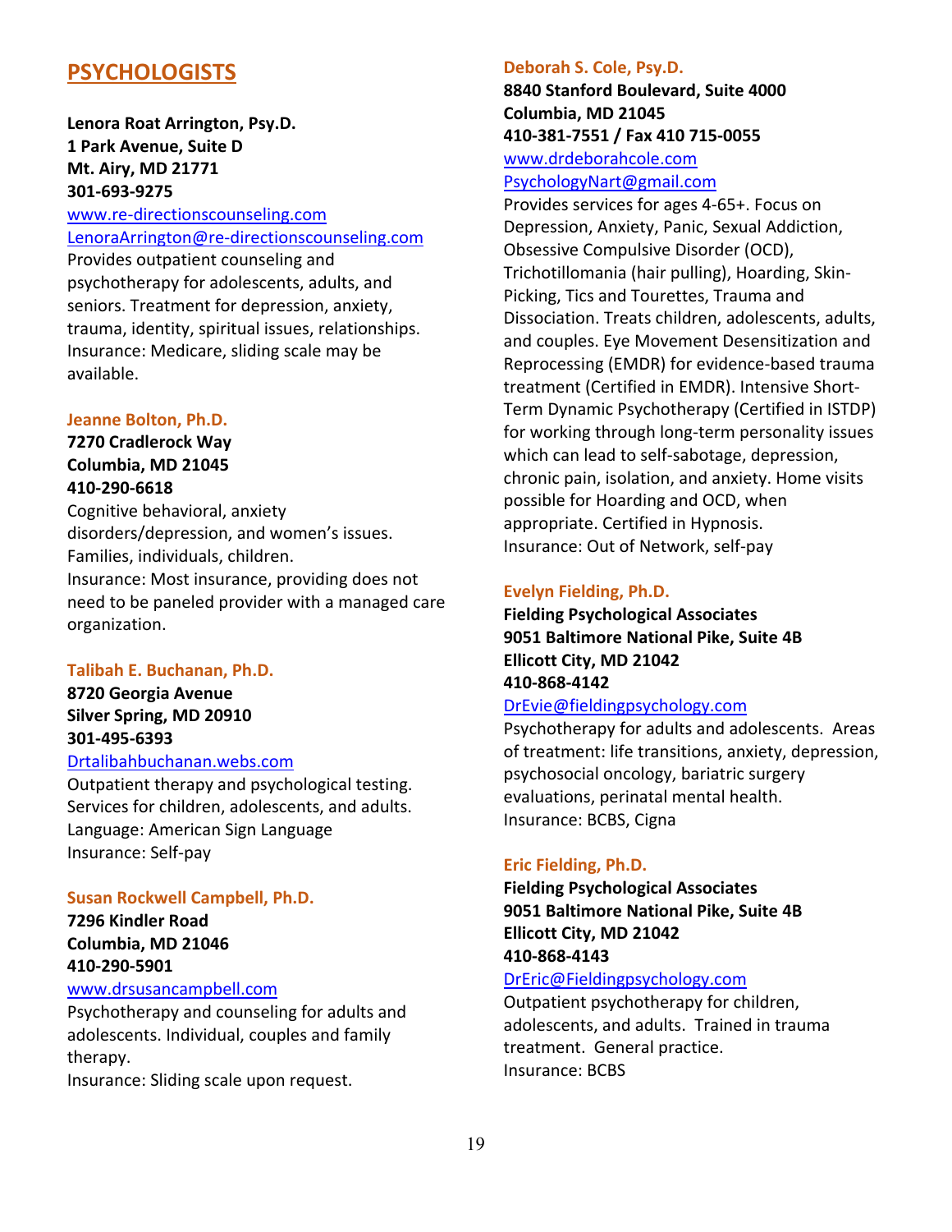## PSYCHOLOGISTS

**Lenora Roat Arrington, Psy.D.**
**1 Park Avenue, Suite D**
**Mt. Airy, MD 21771**
**301-693-9275**
www.re-directionscounseling.com
LenoraArrington@re-directionscounseling.com
Provides outpatient counseling and psychotherapy for adolescents, adults, and seniors. Treatment for depression, anxiety, trauma, identity, spiritual issues, relationships.
Insurance: Medicare, sliding scale may be available.

**Jeanne Bolton, Ph.D.**
**7270 Cradlerock Way**
**Columbia, MD 21045**
**410-290-6618**
Cognitive behavioral, anxiety disorders/depression, and women's issues. Families, individuals, children.
Insurance: Most insurance, providing does not need to be paneled provider with a managed care organization.

**Talibah E. Buchanan, Ph.D.**
**8720 Georgia Avenue**
**Silver Spring, MD 20910**
**301-495-6393**
Drtalibahbuchanan.webs.com
Outpatient therapy and psychological testing. Services for children, adolescents, and adults.
Language: American Sign Language
Insurance: Self-pay

**Susan Rockwell Campbell, Ph.D.**
**7296 Kindler Road**
**Columbia, MD 21046**
**410-290-5901**
www.drsusancampbell.com
Psychotherapy and counseling for adults and adolescents. Individual, couples and family therapy.
Insurance: Sliding scale upon request.

**Deborah S. Cole, Psy.D.**
**8840 Stanford Boulevard, Suite 4000**
**Columbia, MD 21045**
**410-381-7551 / Fax 410 715-0055**
www.drdeborahcole.com
PsychologyNart@gmail.com
Provides services for ages 4-65+. Focus on Depression, Anxiety, Panic, Sexual Addiction, Obsessive Compulsive Disorder (OCD), Trichotillomania (hair pulling), Hoarding, Skin-Picking, Tics and Tourettes, Trauma and Dissociation. Treats children, adolescents, adults, and couples. Eye Movement Desensitization and Reprocessing (EMDR) for evidence-based trauma treatment (Certified in EMDR). Intensive Short-Term Dynamic Psychotherapy (Certified in ISTDP) for working through long-term personality issues which can lead to self-sabotage, depression, chronic pain, isolation, and anxiety. Home visits possible for Hoarding and OCD, when appropriate. Certified in Hypnosis.
Insurance: Out of Network, self-pay

**Evelyn Fielding, Ph.D.**
**Fielding Psychological Associates**
**9051 Baltimore National Pike, Suite 4B**
**Ellicott City, MD 21042**
**410-868-4142**
DrEvie@fieldingpsychology.com
Psychotherapy for adults and adolescents. Areas of treatment: life transitions, anxiety, depression, psychosocial oncology, bariatric surgery evaluations, perinatal mental health.
Insurance: BCBS, Cigna

**Eric Fielding, Ph.D.**
**Fielding Psychological Associates**
**9051 Baltimore National Pike, Suite 4B**
**Ellicott City, MD 21042**
**410-868-4143**
DrEric@Fieldingpsychology.com
Outpatient psychotherapy for children, adolescents, and adults. Trained in trauma treatment. General practice.
Insurance: BCBS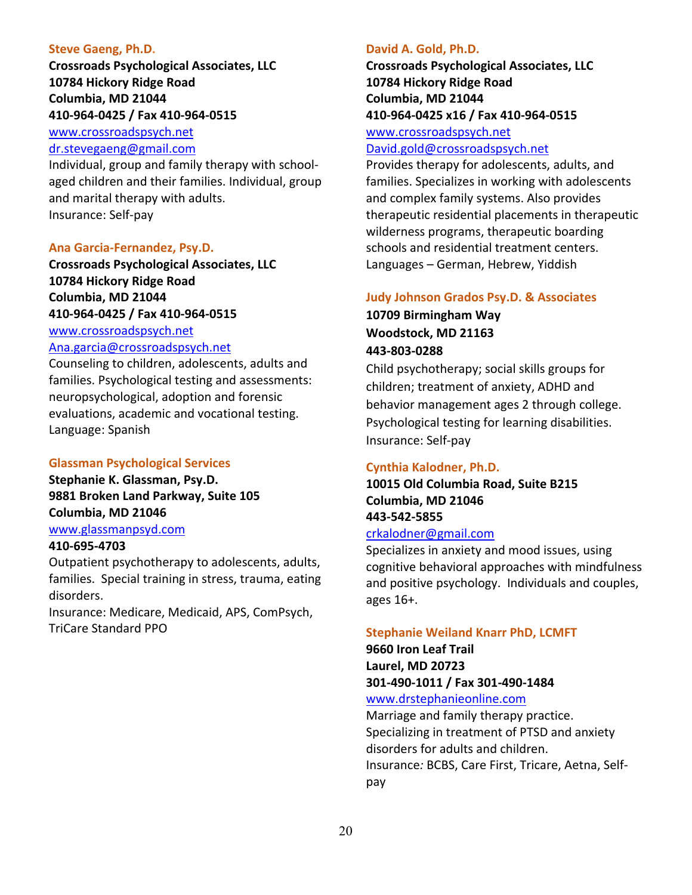### Steve Gaeng, Ph.D.

**Crossroads Psychological Associates, LLC**
**10784 Hickory Ridge Road**
**Columbia, MD 21044**
**410-964-0425 / Fax 410-964-0515**
www.crossroadspsych.net
dr.stevegaeng@gmail.com

Individual, group and family therapy with school-aged children and their families. Individual, group and marital therapy with adults.
Insurance: Self-pay

### Ana Garcia-Fernandez, Psy.D.

**Crossroads Psychological Associates, LLC**
**10784 Hickory Ridge Road**
**Columbia, MD 21044**
**410-964-0425 / Fax 410-964-0515**
www.crossroadspsych.net
Ana.garcia@crossroadspsych.net

Counseling to children, adolescents, adults and families. Psychological testing and assessments: neuropsychological, adoption and forensic evaluations, academic and vocational testing.
Language: Spanish

### Glassman Psychological Services

**Stephanie K. Glassman, Psy.D.**
**9881 Broken Land Parkway, Suite 105**
**Columbia, MD 21046**
www.glassmanpsyd.com
**410-695-4703**

Outpatient psychotherapy to adolescents, adults, families. Special training in stress, trauma, eating disorders.
Insurance: Medicare, Medicaid, APS, ComPsych, TriCare Standard PPO

### David A. Gold, Ph.D.

**Crossroads Psychological Associates, LLC**
**10784 Hickory Ridge Road**
**Columbia, MD 21044**
**410-964-0425 x16 / Fax 410-964-0515**
www.crossroadspsych.net
David.gold@crossroadspsych.net

Provides therapy for adolescents, adults, and families. Specializes in working with adolescents and complex family systems. Also provides therapeutic residential placements in therapeutic wilderness programs, therapeutic boarding schools and residential treatment centers.
Languages – German, Hebrew, Yiddish

### Judy Johnson Grados Psy.D. & Associates

**10709 Birmingham Way**
**Woodstock, MD 21163**
**443-803-0288**

Child psychotherapy; social skills groups for children; treatment of anxiety, ADHD and behavior management ages 2 through college. Psychological testing for learning disabilities.
Insurance: Self-pay

### Cynthia Kalodner, Ph.D.

**10015 Old Columbia Road, Suite B215**
**Columbia, MD 21046**
**443-542-5855**
crkalodner@gmail.com

Specializes in anxiety and mood issues, using cognitive behavioral approaches with mindfulness and positive psychology. Individuals and couples, ages 16+.

### Stephanie Weiland Knarr PhD, LCMFT

**9660 Iron Leaf Trail**
**Laurel, MD 20723**
**301-490-1011 / Fax 301-490-1484**
www.drstephanieonline.com

Marriage and family therapy practice. Specializing in treatment of PTSD and anxiety disorders for adults and children.
Insurance*:* BCBS, Care First, Tricare, Aetna, Self-pay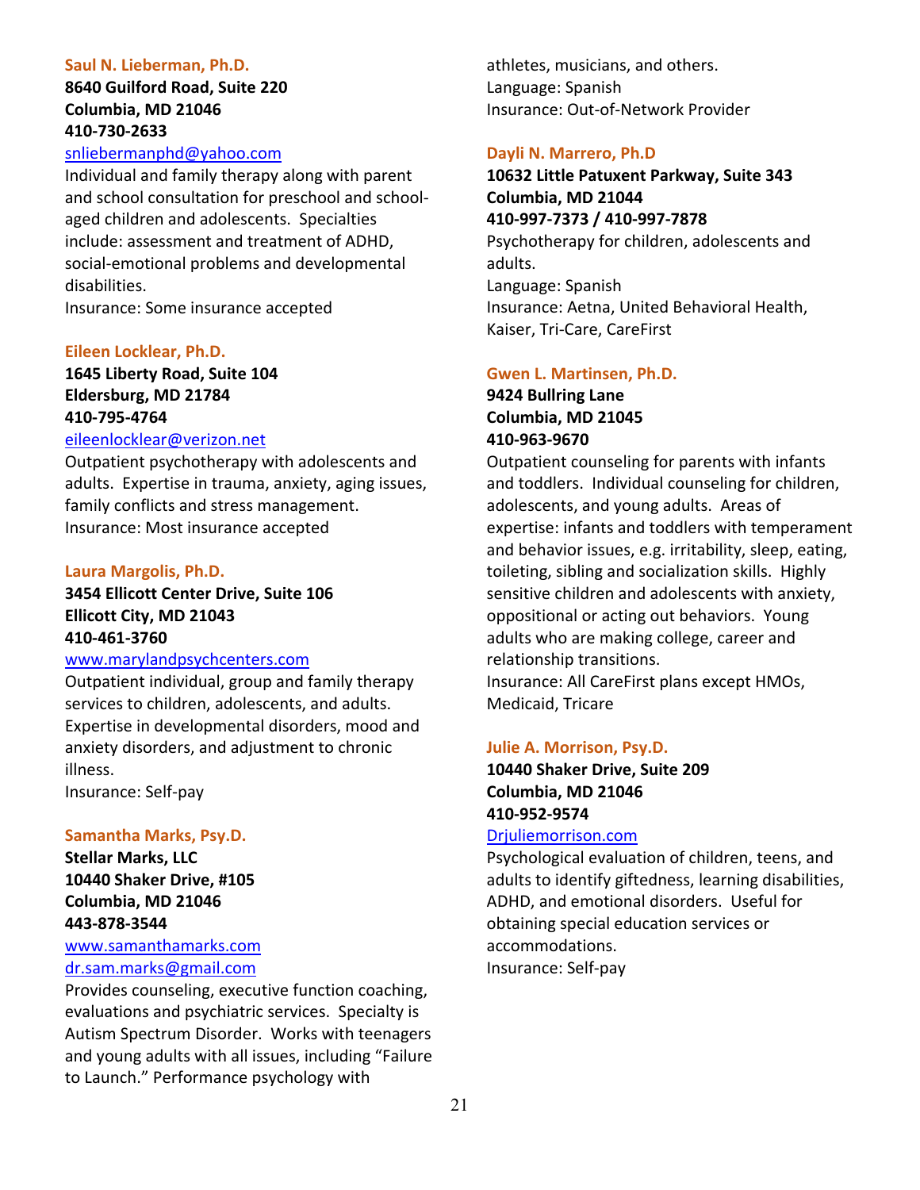### Saul N. Lieberman, Ph.D.

**8640 Guilford Road, Suite 220**
**Columbia, MD 21046**
**410-730-2633**
snliebermanphd@yahoo.com

Individual and family therapy along with parent and school consultation for preschool and school-aged children and adolescents. Specialties include: assessment and treatment of ADHD, social-emotional problems and developmental disabilities.
Insurance: Some insurance accepted

### Eileen Locklear, Ph.D.

**1645 Liberty Road, Suite 104**
**Eldersburg, MD 21784**
**410-795-4764**
eileenlocklear@verizon.net

Outpatient psychotherapy with adolescents and adults. Expertise in trauma, anxiety, aging issues, family conflicts and stress management.
Insurance: Most insurance accepted

### Laura Margolis, Ph.D.

**3454 Ellicott Center Drive, Suite 106**
**Ellicott City, MD 21043**
**410-461-3760**
www.marylandpsychcenters.com

Outpatient individual, group and family therapy services to children, adolescents, and adults. Expertise in developmental disorders, mood and anxiety disorders, and adjustment to chronic illness.
Insurance: Self-pay

### Samantha Marks, Psy.D.

**Stellar Marks, LLC**
**10440 Shaker Drive, #105**
**Columbia, MD 21046**
**443-878-3544**
www.samanthamarks.com
dr.sam.marks@gmail.com

Provides counseling, executive function coaching, evaluations and psychiatric services. Specialty is Autism Spectrum Disorder. Works with teenagers and young adults with all issues, including "Failure to Launch." Performance psychology with athletes, musicians, and others.
Language: Spanish
Insurance: Out-of-Network Provider

### Dayli N. Marrero, Ph.D

**10632 Little Patuxent Parkway, Suite 343**
**Columbia, MD 21044**
**410-997-7373 / 410-997-7878**

Psychotherapy for children, adolescents and adults.
Language: Spanish
Insurance: Aetna, United Behavioral Health, Kaiser, Tri-Care, CareFirst

### Gwen L. Martinsen, Ph.D.

**9424 Bullring Lane**
**Columbia, MD 21045**
**410-963-9670**

Outpatient counseling for parents with infants and toddlers. Individual counseling for children, adolescents, and young adults. Areas of expertise: infants and toddlers with temperament and behavior issues, e.g. irritability, sleep, eating, toileting, sibling and socialization skills. Highly sensitive children and adolescents with anxiety, oppositional or acting out behaviors. Young adults who are making college, career and relationship transitions.
Insurance: All CareFirst plans except HMOs, Medicaid, Tricare

### Julie A. Morrison, Psy.D.

**10440 Shaker Drive, Suite 209**
**Columbia, MD 21046**
**410-952-9574**
Drjuliemorrison.com

Psychological evaluation of children, teens, and adults to identify giftedness, learning disabilities, ADHD, and emotional disorders. Useful for obtaining special education services or accommodations.
Insurance: Self-pay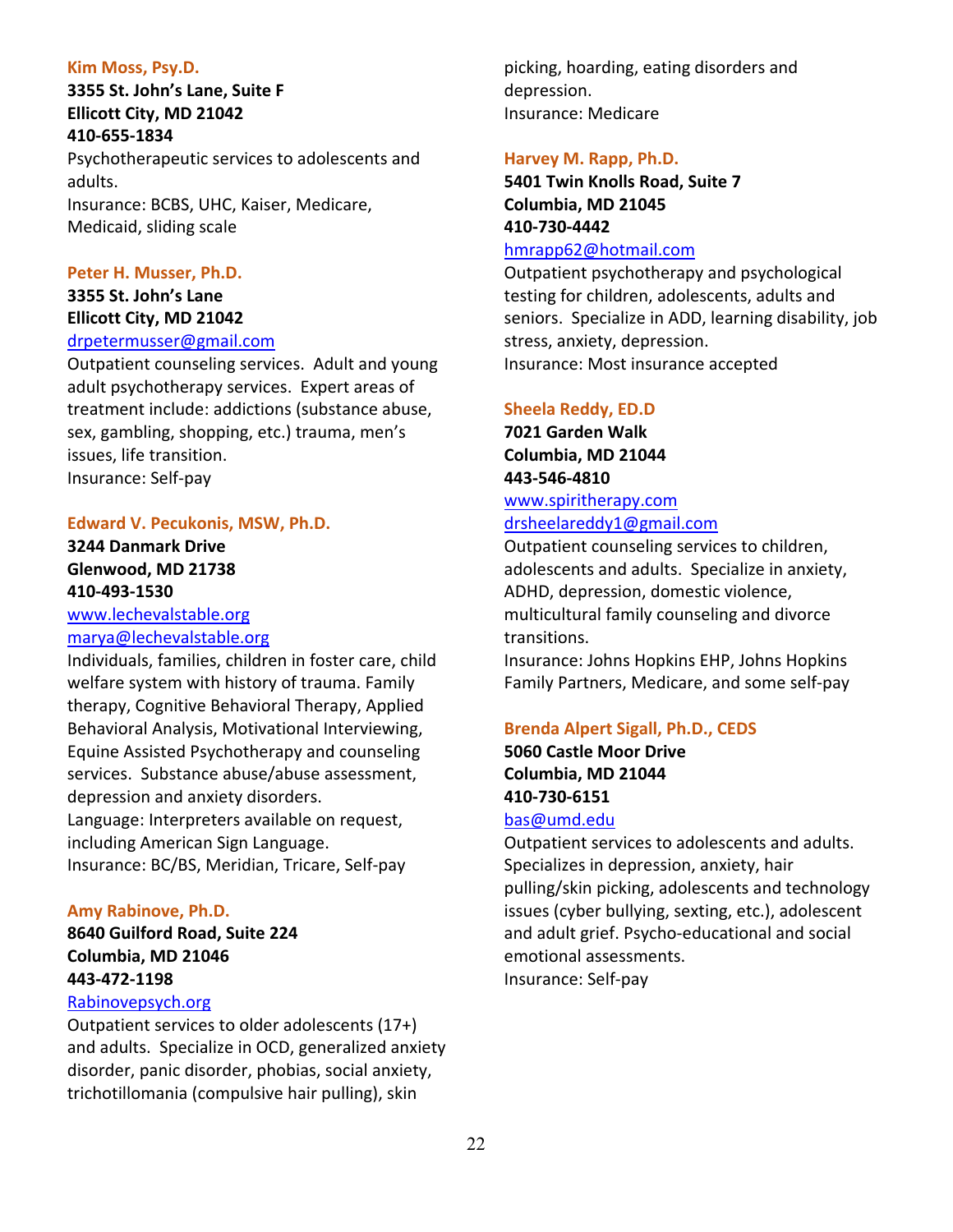**Kim Moss, Psy.D.**
**3355 St. John's Lane, Suite F**
**Ellicott City, MD 21042**
**410-655-1834**
Psychotherapeutic services to adolescents and adults.
Insurance: BCBS, UHC, Kaiser, Medicare, Medicaid, sliding scale

**Peter H. Musser, Ph.D.**
**3355 St. John's Lane**
**Ellicott City, MD 21042**
drpetermusser@gmail.com
Outpatient counseling services. Adult and young adult psychotherapy services. Expert areas of treatment include: addictions (substance abuse, sex, gambling, shopping, etc.) trauma, men's issues, life transition.
Insurance: Self-pay

**Edward V. Pecukonis, MSW, Ph.D.**
**3244 Danmark Drive**
**Glenwood, MD 21738**
**410-493-1530**
www.lechevalstable.org
marya@lechevalstable.org
Individuals, families, children in foster care, child welfare system with history of trauma. Family therapy, Cognitive Behavioral Therapy, Applied Behavioral Analysis, Motivational Interviewing, Equine Assisted Psychotherapy and counseling services. Substance abuse/abuse assessment, depression and anxiety disorders.
Language: Interpreters available on request, including American Sign Language.
Insurance: BC/BS, Meridian, Tricare, Self-pay

**Amy Rabinove, Ph.D.**
**8640 Guilford Road, Suite 224**
**Columbia, MD 21046**
**443-472-1198**
Rabinovepsych.org
Outpatient services to older adolescents (17+) and adults. Specialize in OCD, generalized anxiety disorder, panic disorder, phobias, social anxiety, trichotillomania (compulsive hair pulling), skin picking, hoarding, eating disorders and depression.
Insurance: Medicare

**Harvey M. Rapp, Ph.D.**
**5401 Twin Knolls Road, Suite 7**
**Columbia, MD 21045**
**410-730-4442**
hmrapp62@hotmail.com
Outpatient psychotherapy and psychological testing for children, adolescents, adults and seniors. Specialize in ADD, learning disability, job stress, anxiety, depression.
Insurance: Most insurance accepted

**Sheela Reddy, ED.D**
**7021 Garden Walk**
**Columbia, MD 21044**
**443-546-4810**
www.spiritherapy.com
drsheelareddy1@gmail.com
Outpatient counseling services to children, adolescents and adults. Specialize in anxiety, ADHD, depression, domestic violence, multicultural family counseling and divorce transitions.
Insurance: Johns Hopkins EHP, Johns Hopkins Family Partners, Medicare, and some self-pay

**Brenda Alpert Sigall, Ph.D., CEDS**
**5060 Castle Moor Drive**
**Columbia, MD 21044**
**410-730-6151**
bas@umd.edu
Outpatient services to adolescents and adults. Specializes in depression, anxiety, hair pulling/skin picking, adolescents and technology issues (cyber bullying, sexting, etc.), adolescent and adult grief. Psycho-educational and social emotional assessments.
Insurance: Self-pay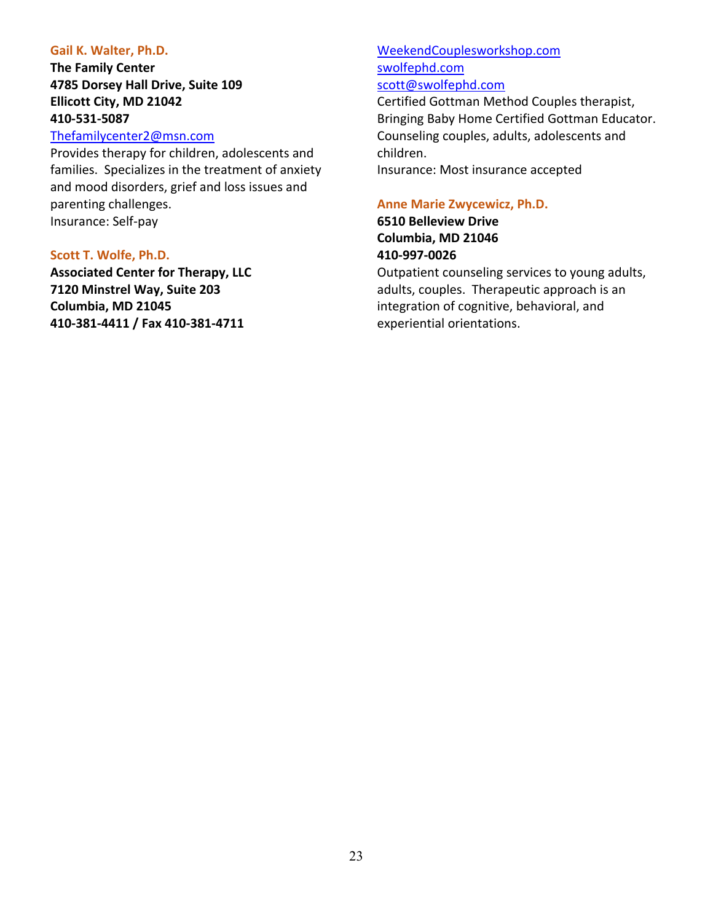### Gail K. Walter, Ph.D.

**The Family Center**
**4785 Dorsey Hall Drive, Suite 109**
**Ellicott City, MD 21042**
**410-531-5087**
Thefamilycenter2@msn.com
Provides therapy for children, adolescents and families. Specializes in the treatment of anxiety and mood disorders, grief and loss issues and parenting challenges.
Insurance: Self-pay

### Scott T. Wolfe, Ph.D.

**Associated Center for Therapy, LLC**
**7120 Minstrel Way, Suite 203**
**Columbia, MD 21045**
**410-381-4411 / Fax 410-381-4711**
WeekendCouplesworkshop.com
swolfephd.com
scott@swolfephd.com
Certified Gottman Method Couples therapist, Bringing Baby Home Certified Gottman Educator. Counseling couples, adults, adolescents and children.
Insurance: Most insurance accepted

### Anne Marie Zwycewicz, Ph.D.

**6510 Belleview Drive**
**Columbia, MD 21046**
**410-997-0026**
Outpatient counseling services to young adults, adults, couples. Therapeutic approach is an integration of cognitive, behavioral, and experiential orientations.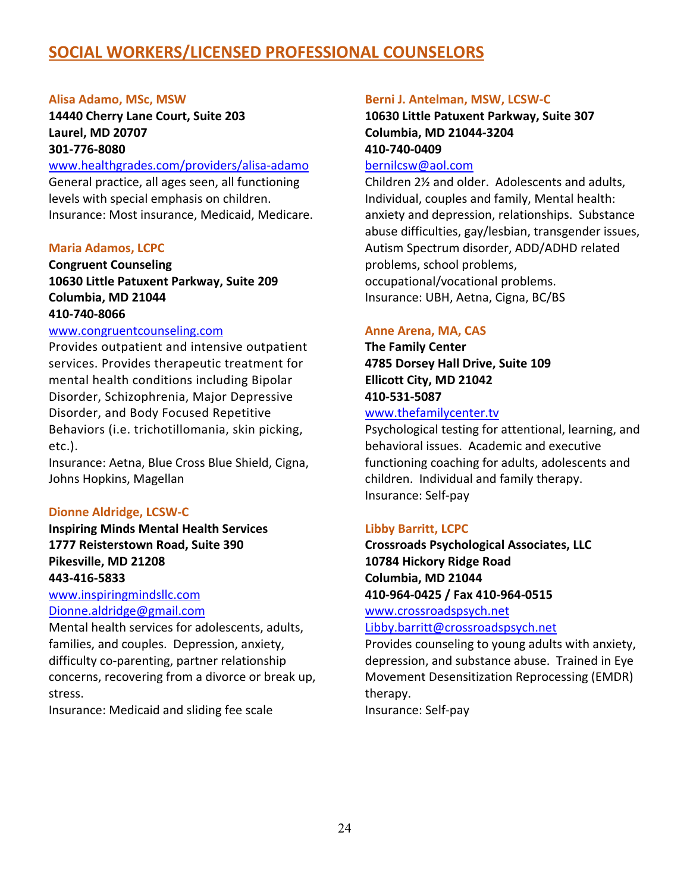## SOCIAL WORKERS/LICENSED PROFESSIONAL COUNSELORS

### Alisa Adamo, MSc, MSW

**14440 Cherry Lane Court, Suite 203**
**Laurel, MD 20707**
**301-776-8080**
www.healthgrades.com/providers/alisa-adamo
General practice, all ages seen, all functioning levels with special emphasis on children.
Insurance: Most insurance, Medicaid, Medicare.

### Maria Adamos, LCPC

**Congruent Counseling**
**10630 Little Patuxent Parkway, Suite 209**
**Columbia, MD 21044**
**410-740-8066**
www.congruentcounseling.com
Provides outpatient and intensive outpatient services. Provides therapeutic treatment for mental health conditions including Bipolar Disorder, Schizophrenia, Major Depressive Disorder, and Body Focused Repetitive Behaviors (i.e. trichotillomania, skin picking, etc.).
Insurance: Aetna, Blue Cross Blue Shield, Cigna, Johns Hopkins, Magellan

### Dionne Aldridge, LCSW-C

**Inspiring Minds Mental Health Services**
**1777 Reisterstown Road, Suite 390**
**Pikesville, MD 21208**
**443-416-5833**
www.inspiringmindsllc.com
Dionne.aldridge@gmail.com
Mental health services for adolescents, adults, families, and couples. Depression, anxiety, difficulty co-parenting, partner relationship concerns, recovering from a divorce or break up, stress.
Insurance: Medicaid and sliding fee scale

### Berni J. Antelman, MSW, LCSW-C

**10630 Little Patuxent Parkway, Suite 307**
**Columbia, MD 21044-3204**
**410-740-0409**
bernilcsw@aol.com
Children 2½ and older. Adolescents and adults, Individual, couples and family, Mental health: anxiety and depression, relationships. Substance abuse difficulties, gay/lesbian, transgender issues, Autism Spectrum disorder, ADD/ADHD related problems, school problems, occupational/vocational problems.
Insurance: UBH, Aetna, Cigna, BC/BS

### Anne Arena, MA, CAS

**The Family Center**
**4785 Dorsey Hall Drive, Suite 109**
**Ellicott City, MD 21042**
**410-531-5087**
www.thefamilycenter.tv
Psychological testing for attentional, learning, and behavioral issues. Academic and executive functioning coaching for adults, adolescents and children. Individual and family therapy.
Insurance: Self-pay

### Libby Barritt, LCPC

**Crossroads Psychological Associates, LLC**
**10784 Hickory Ridge Road**
**Columbia, MD 21044**
**410-964-0425 / Fax 410-964-0515**
www.crossroadspsych.net
Libby.barritt@crossroadspsych.net
Provides counseling to young adults with anxiety, depression, and substance abuse. Trained in Eye Movement Desensitization Reprocessing (EMDR) therapy.
Insurance: Self-pay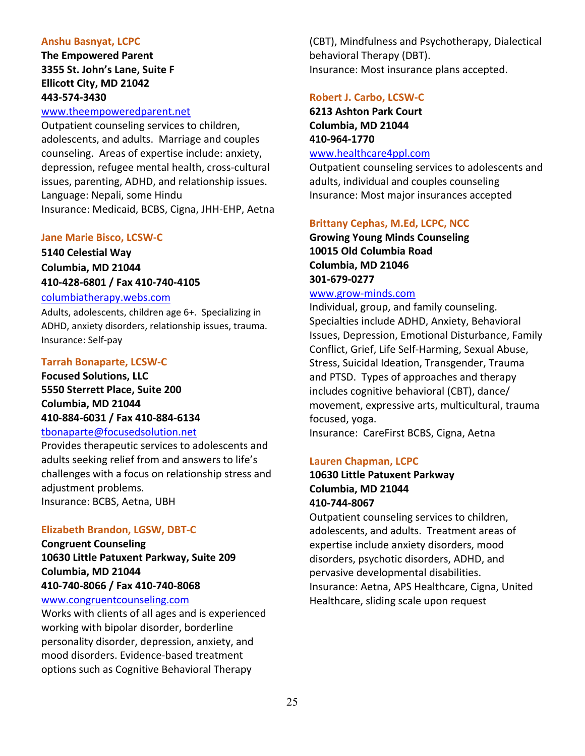### Anshu Basnyat, LCPC

**The Empowered Parent**
**3355 St. John's Lane, Suite F**
**Ellicott City, MD 21042**
**443-574-3430**
www.theempoweredparent.net

Outpatient counseling services to children, adolescents, and adults. Marriage and couples counseling. Areas of expertise include: anxiety, depression, refugee mental health, cross-cultural issues, parenting, ADHD, and relationship issues.
Language: Nepali, some Hindu
Insurance: Medicaid, BCBS, Cigna, JHH-EHP, Aetna

### Jane Marie Bisco, LCSW-C

**5140 Celestial Way**
**Columbia, MD 21044**
**410-428-6801 / Fax 410-740-4105**
columbiatherapy.webs.com

Adults, adolescents, children age 6+. Specializing in ADHD, anxiety disorders, relationship issues, trauma.
Insurance: Self-pay

### Tarrah Bonaparte, LCSW-C

**Focused Solutions, LLC**
**5550 Sterrett Place, Suite 200**
**Columbia, MD 21044**
**410-884-6031 / Fax 410-884-6134**
tbonaparte@focusedsolution.net

Provides therapeutic services to adolescents and adults seeking relief from and answers to life's challenges with a focus on relationship stress and adjustment problems.
Insurance: BCBS, Aetna, UBH

### Elizabeth Brandon, LGSW, DBT-C

**Congruent Counseling**
**10630 Little Patuxent Parkway, Suite 209**
**Columbia, MD 21044**
**410-740-8066 / Fax 410-740-8068**
www.congruentcounseling.com

Works with clients of all ages and is experienced working with bipolar disorder, borderline personality disorder, depression, anxiety, and mood disorders. Evidence-based treatment options such as Cognitive Behavioral Therapy (CBT), Mindfulness and Psychotherapy, Dialectical behavioral Therapy (DBT).
Insurance: Most insurance plans accepted.

### Robert J. Carbo, LCSW-C

**6213 Ashton Park Court**
**Columbia, MD 21044**
**410-964-1770**
www.healthcare4ppl.com

Outpatient counseling services to adolescents and adults, individual and couples counseling
Insurance: Most major insurances accepted

### Brittany Cephas, M.Ed, LCPC, NCC

**Growing Young Minds Counseling**
**10015 Old Columbia Road**
**Columbia, MD 21046**
**301-679-0277**
www.grow-minds.com

Individual, group, and family counseling. Specialties include ADHD, Anxiety, Behavioral Issues, Depression, Emotional Disturbance, Family Conflict, Grief, Life Self-Harming, Sexual Abuse, Stress, Suicidal Ideation, Transgender, Trauma and PTSD. Types of approaches and therapy includes cognitive behavioral (CBT), dance/ movement, expressive arts, multicultural, trauma focused, yoga.
Insurance: CareFirst BCBS, Cigna, Aetna

### Lauren Chapman, LCPC

**10630 Little Patuxent Parkway**
**Columbia, MD 21044**
**410-744-8067**

Outpatient counseling services to children, adolescents, and adults. Treatment areas of expertise include anxiety disorders, mood disorders, psychotic disorders, ADHD, and pervasive developmental disabilities.
Insurance: Aetna, APS Healthcare, Cigna, United Healthcare, sliding scale upon request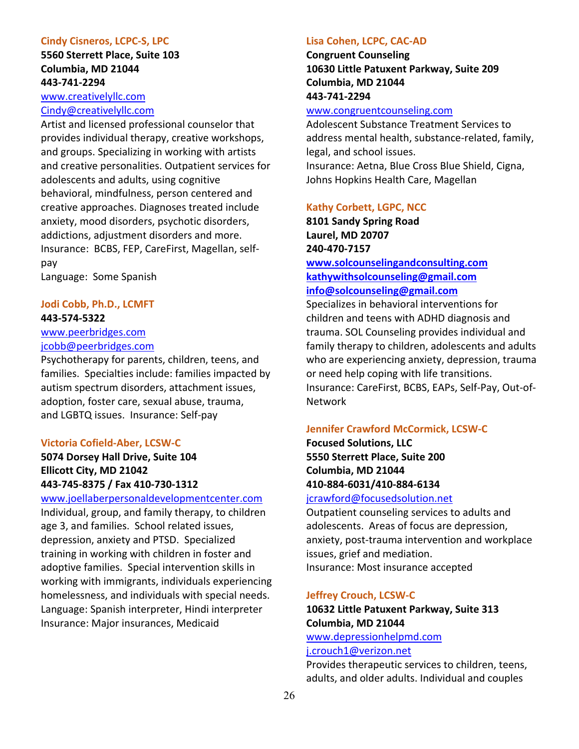### Cindy Cisneros, LCPC-S, LPC

**5560 Sterrett Place, Suite 103**
**Columbia, MD 21044**
**443-741-2294**
www.creativelyllc.com
Cindy@creativelyllc.com

Artist and licensed professional counselor that provides individual therapy, creative workshops, and groups. Specializing in working with artists and creative personalities. Outpatient services for adolescents and adults, using cognitive behavioral, mindfulness, person centered and creative approaches. Diagnoses treated include anxiety, mood disorders, psychotic disorders, addictions, adjustment disorders and more.
Insurance: BCBS, FEP, CareFirst, Magellan, self-pay
Language: Some Spanish

### Jodi Cobb, Ph.D., LCMFT

**443-574-5322**
www.peerbridges.com
jcobb@peerbridges.com

Psychotherapy for parents, children, teens, and families. Specialties include: families impacted by autism spectrum disorders, attachment issues, adoption, foster care, sexual abuse, trauma, and LGBTQ issues. Insurance: Self-pay

### Victoria Cofield-Aber, LCSW-C

**5074 Dorsey Hall Drive, Suite 104**
**Ellicott City, MD 21042**
**443-745-8375 / Fax 410-730-1312**
www.joellaberpersonaldevelopmentcenter.com

Individual, group, and family therapy, to children age 3, and families. School related issues, depression, anxiety and PTSD. Specialized training in working with children in foster and adoptive families. Special intervention skills in working with immigrants, individuals experiencing homelessness, and individuals with special needs.
Language: Spanish interpreter, Hindi interpreter
Insurance: Major insurances, Medicaid

### Lisa Cohen, LCPC, CAC-AD

**Congruent Counseling**
**10630 Little Patuxent Parkway, Suite 209**
**Columbia, MD 21044**
**443-741-2294**
www.congruentcounseling.com

Adolescent Substance Treatment Services to address mental health, substance-related, family, legal, and school issues.
Insurance: Aetna, Blue Cross Blue Shield, Cigna, Johns Hopkins Health Care, Magellan

### Kathy Corbett, LGPC, NCC

**8101 Sandy Spring Road**
**Laurel, MD 20707**
**240-470-7157**
**www.solcounselingandconsulting.com**
**kathywithsolcounseling@gmail.com**
**info@solcounseling@gmail.com**

Specializes in behavioral interventions for children and teens with ADHD diagnosis and trauma. SOL Counseling provides individual and family therapy to children, adolescents and adults who are experiencing anxiety, depression, trauma or need help coping with life transitions.
Insurance: CareFirst, BCBS, EAPs, Self-Pay, Out-of-Network

### Jennifer Crawford McCormick, LCSW-C

**Focused Solutions, LLC**
**5550 Sterrett Place, Suite 200**
**Columbia, MD 21044**
**410-884-6031/410-884-6134**
jcrawford@focusedsolution.net

Outpatient counseling services to adults and adolescents. Areas of focus are depression, anxiety, post-trauma intervention and workplace issues, grief and mediation.
Insurance: Most insurance accepted

### Jeffrey Crouch, LCSW-C

**10632 Little Patuxent Parkway, Suite 313**
**Columbia, MD 21044**
www.depressionhelpmd.com
j.crouch1@verizon.net

Provides therapeutic services to children, teens, adults, and older adults. Individual and couples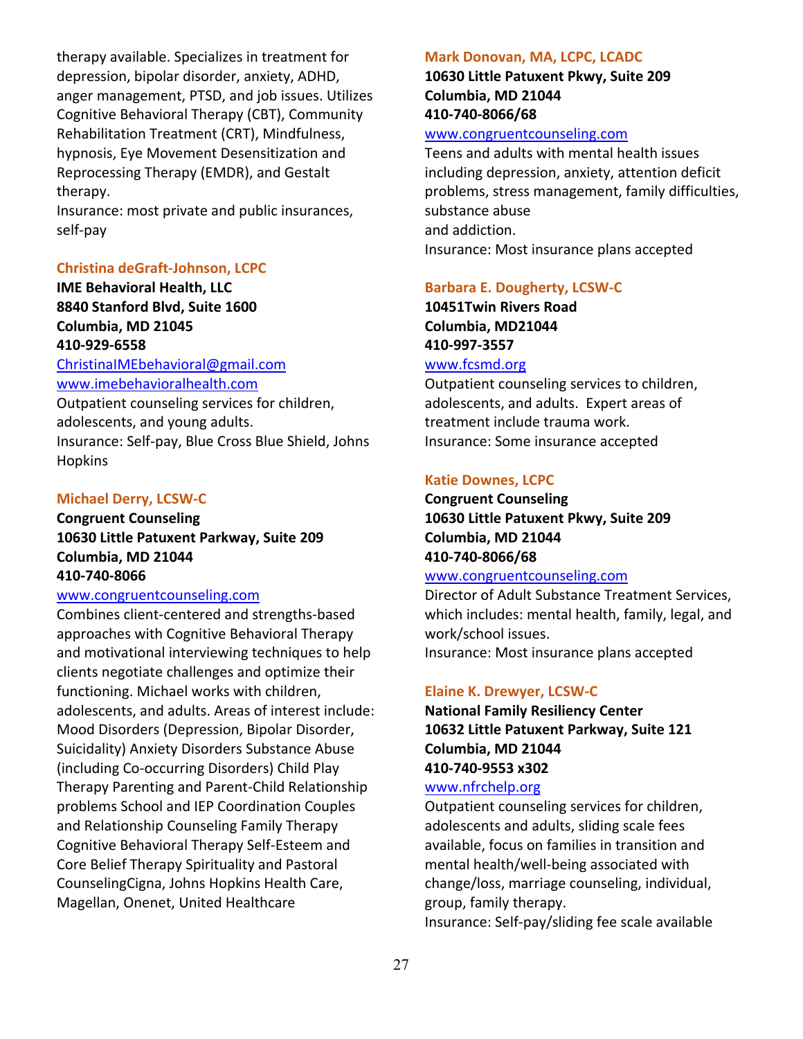therapy available. Specializes in treatment for depression, bipolar disorder, anxiety, ADHD, anger management, PTSD, and job issues. Utilizes Cognitive Behavioral Therapy (CBT), Community Rehabilitation Treatment (CRT), Mindfulness, hypnosis, Eye Movement Desensitization and Reprocessing Therapy (EMDR), and Gestalt therapy.
Insurance: most private and public insurances, self-pay

### Christina deGraft-Johnson, LCPC

**IME Behavioral Health, LLC**
**8840 Stanford Blvd, Suite 1600**
**Columbia, MD 21045**
**410-929-6558**
ChristinaIMEbehavioral@gmail.com
www.imebehavioralhealth.com
Outpatient counseling services for children, adolescents, and young adults.
Insurance: Self-pay, Blue Cross Blue Shield, Johns Hopkins

### Michael Derry, LCSW-C

**Congruent Counseling**
**10630 Little Patuxent Parkway, Suite 209**
**Columbia, MD 21044**
**410-740-8066**
www.congruentcounseling.com
Combines client-centered and strengths-based approaches with Cognitive Behavioral Therapy and motivational interviewing techniques to help clients negotiate challenges and optimize their functioning. Michael works with children, adolescents, and adults. Areas of interest include: Mood Disorders (Depression, Bipolar Disorder, Suicidality) Anxiety Disorders Substance Abuse (including Co-occurring Disorders) Child Play Therapy Parenting and Parent-Child Relationship problems School and IEP Coordination Couples and Relationship Counseling Family Therapy Cognitive Behavioral Therapy Self-Esteem and Core Belief Therapy Spirituality and Pastoral CounselingCigna, Johns Hopkins Health Care, Magellan, Onenet, United Healthcare

### Mark Donovan, MA, LCPC, LCADC

**10630 Little Patuxent Pkwy, Suite 209**
**Columbia, MD 21044**
**410-740-8066/68**
www.congruentcounseling.com
Teens and adults with mental health issues including depression, anxiety, attention deficit problems, stress management, family difficulties, substance abuse
and addiction.
Insurance: Most insurance plans accepted

### Barbara E. Dougherty, LCSW-C

**10451Twin Rivers Road**
**Columbia, MD21044**
**410-997-3557**
www.fcsmd.org
Outpatient counseling services to children, adolescents, and adults. Expert areas of treatment include trauma work.
Insurance: Some insurance accepted

### Katie Downes, LCPC

**Congruent Counseling**
**10630 Little Patuxent Pkwy, Suite 209**
**Columbia, MD 21044**
**410-740-8066/68**
www.congruentcounseling.com
Director of Adult Substance Treatment Services, which includes: mental health, family, legal, and work/school issues.
Insurance: Most insurance plans accepted

### Elaine K. Drewyer, LCSW-C

**National Family Resiliency Center**
**10632 Little Patuxent Parkway, Suite 121**
**Columbia, MD 21044**
**410-740-9553 x302**
www.nfrchelp.org
Outpatient counseling services for children, adolescents and adults, sliding scale fees available, focus on families in transition and mental health/well-being associated with change/loss, marriage counseling, individual, group, family therapy.
Insurance: Self-pay/sliding fee scale available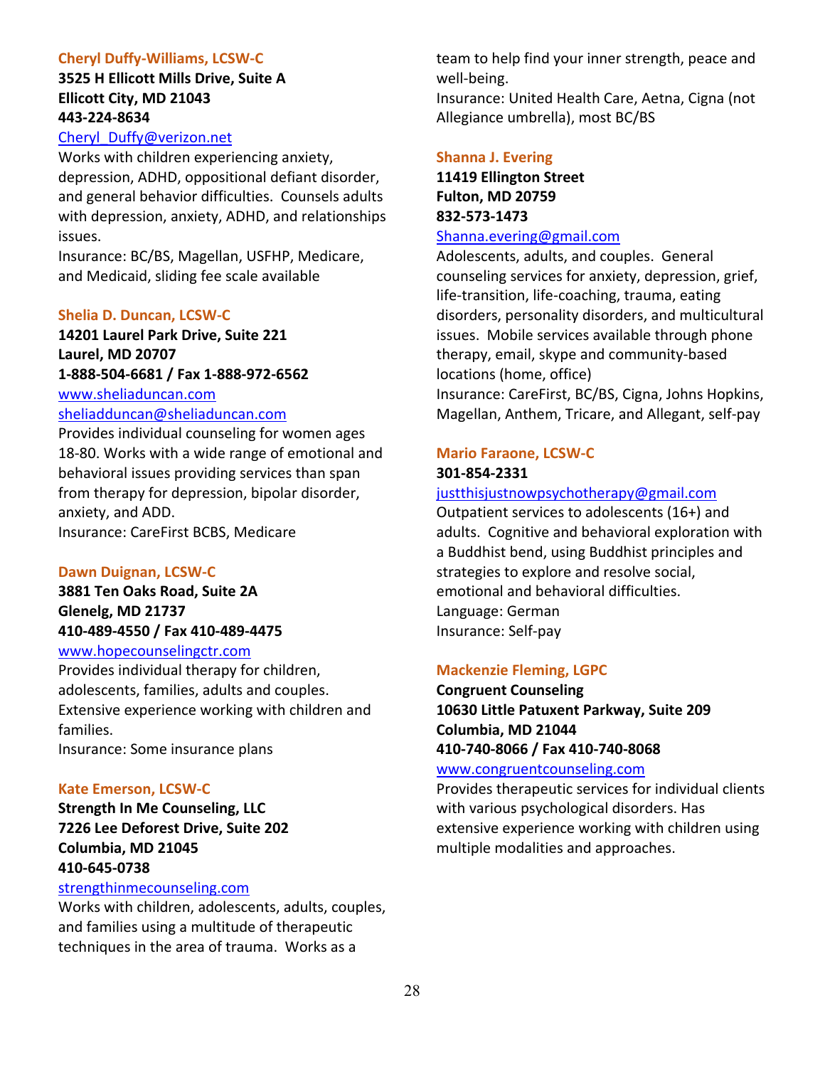### Cheryl Duffy-Williams, LCSW-C

**3525 H Ellicott Mills Drive, Suite A**
**Ellicott City, MD 21043**
**443-224-8634**
Cheryl_Duffy@verizon.net

Works with children experiencing anxiety, depression, ADHD, oppositional defiant disorder, and general behavior difficulties. Counsels adults with depression, anxiety, ADHD, and relationships issues.

Insurance: BC/BS, Magellan, USFHP, Medicare, and Medicaid, sliding fee scale available

### Shelia D. Duncan, LCSW-C

**14201 Laurel Park Drive, Suite 221**
**Laurel, MD 20707**
**1-888-504-6681 / Fax 1-888-972-6562**
www.sheliaduncan.com
sheliadduncan@sheliaduncan.com

Provides individual counseling for women ages 18-80. Works with a wide range of emotional and behavioral issues providing services than span from therapy for depression, bipolar disorder, anxiety, and ADD.

Insurance: CareFirst BCBS, Medicare

### Dawn Duignan, LCSW-C

**3881 Ten Oaks Road, Suite 2A**
**Glenelg, MD 21737**
**410-489-4550 / Fax 410-489-4475**
www.hopecounselingctr.com

Provides individual therapy for children, adolescents, families, adults and couples. Extensive experience working with children and families.

Insurance: Some insurance plans

### Kate Emerson, LCSW-C

**Strength In Me Counseling, LLC**
**7226 Lee Deforest Drive, Suite 202**
**Columbia, MD 21045**
**410-645-0738**
strengthinmecounseling.com

Works with children, adolescents, adults, couples, and families using a multitude of therapeutic techniques in the area of trauma. Works as a team to help find your inner strength, peace and well-being.

Insurance: United Health Care, Aetna, Cigna (not Allegiance umbrella), most BC/BS

### Shanna J. Evering

**11419 Ellington Street**
**Fulton, MD 20759**
**832-573-1473**
Shanna.evering@gmail.com

Adolescents, adults, and couples. General counseling services for anxiety, depression, grief, life-transition, life-coaching, trauma, eating disorders, personality disorders, and multicultural issues. Mobile services available through phone therapy, email, skype and community-based locations (home, office)

Insurance: CareFirst, BC/BS, Cigna, Johns Hopkins, Magellan, Anthem, Tricare, and Allegant, self-pay

### Mario Faraone, LCSW-C

**301-854-2331**
justthisjustnowpsychotherapy@gmail.com

Outpatient services to adolescents (16+) and adults. Cognitive and behavioral exploration with a Buddhist bend, using Buddhist principles and strategies to explore and resolve social, emotional and behavioral difficulties.

Language: German

Insurance: Self-pay

### Mackenzie Fleming, LGPC

**Congruent Counseling**
**10630 Little Patuxent Parkway, Suite 209**
**Columbia, MD 21044**
**410-740-8066 / Fax 410-740-8068**
www.congruentcounseling.com

Provides therapeutic services for individual clients with various psychological disorders. Has extensive experience working with children using multiple modalities and approaches.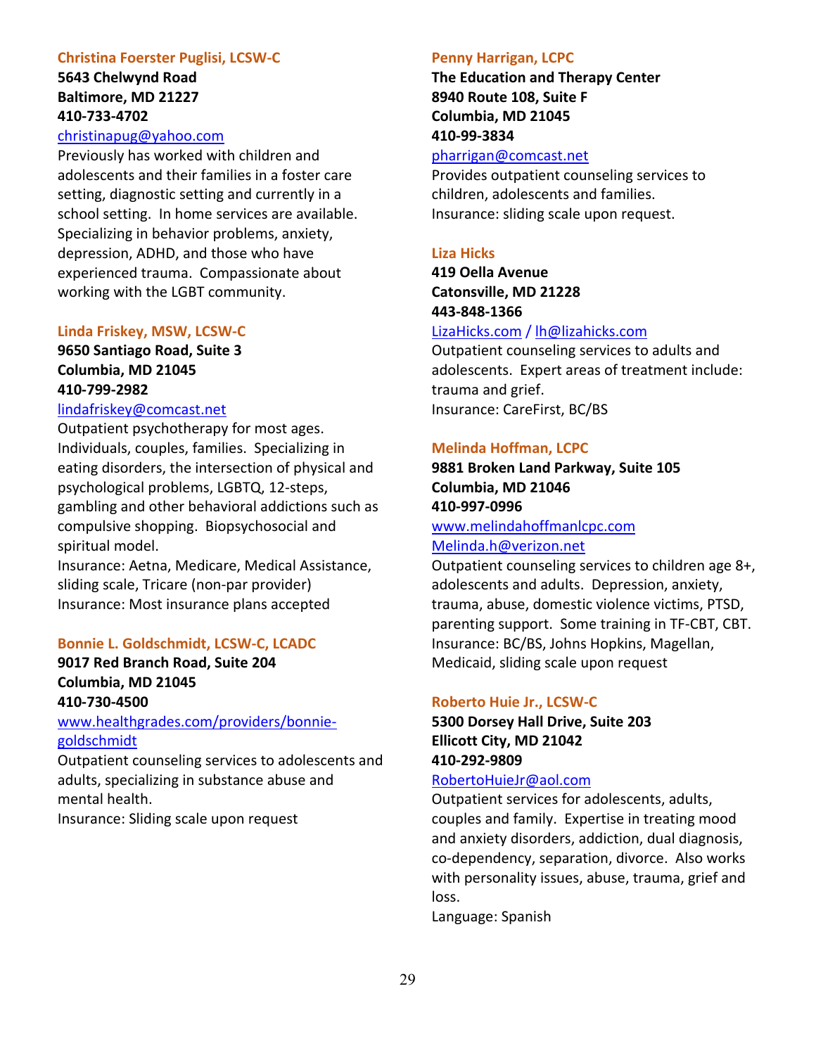### Christina Foerster Puglisi, LCSW-C

**5643 Chelwynd Road**
**Baltimore, MD 21227**
**410-733-4702**

christinapug@yahoo.com

Previously has worked with children and adolescents and their families in a foster care setting, diagnostic setting and currently in a school setting. In home services are available. Specializing in behavior problems, anxiety, depression, ADHD, and those who have experienced trauma. Compassionate about working with the LGBT community.

### Linda Friskey, MSW, LCSW-C

**9650 Santiago Road, Suite 3**
**Columbia, MD 21045**
**410-799-2982**

lindafriskey@comcast.net

Outpatient psychotherapy for most ages. Individuals, couples, families. Specializing in eating disorders, the intersection of physical and psychological problems, LGBTQ, 12-steps, gambling and other behavioral addictions such as compulsive shopping. Biopsychosocial and spiritual model.
Insurance: Aetna, Medicare, Medical Assistance, sliding scale, Tricare (non-par provider)
Insurance: Most insurance plans accepted

### Bonnie L. Goldschmidt, LCSW-C, LCADC

**9017 Red Branch Road, Suite 204**
**Columbia, MD 21045**
**410-730-4500**

www.healthgrades.com/providers/bonnie-goldschmidt

Outpatient counseling services to adolescents and adults, specializing in substance abuse and mental health.
Insurance: Sliding scale upon request

### Penny Harrigan, LCPC

**The Education and Therapy Center**
**8940 Route 108, Suite F**
**Columbia, MD 21045**
**410-99-3834**

pharrigan@comcast.net

Provides outpatient counseling services to children, adolescents and families.
Insurance: sliding scale upon request.

### Liza Hicks

**419 Oella Avenue**
**Catonsville, MD 21228**
**443-848-1366**

LizaHicks.com / lh@lizahicks.com

Outpatient counseling services to adults and adolescents. Expert areas of treatment include: trauma and grief.
Insurance: CareFirst, BC/BS

### Melinda Hoffman, LCPC

**9881 Broken Land Parkway, Suite 105**
**Columbia, MD 21046**
**410-997-0996**

www.melindahoffmanlcpc.com
Melinda.h@verizon.net

Outpatient counseling services to children age 8+, adolescents and adults. Depression, anxiety, trauma, abuse, domestic violence victims, PTSD, parenting support. Some training in TF-CBT, CBT.
Insurance: BC/BS, Johns Hopkins, Magellan, Medicaid, sliding scale upon request

### Roberto Huie Jr., LCSW-C

**5300 Dorsey Hall Drive, Suite 203**
**Ellicott City, MD 21042**
**410-292-9809**

RobertoHuieJr@aol.com

Outpatient services for adolescents, adults, couples and family. Expertise in treating mood and anxiety disorders, addiction, dual diagnosis, co-dependency, separation, divorce. Also works with personality issues, abuse, trauma, grief and loss.
Language: Spanish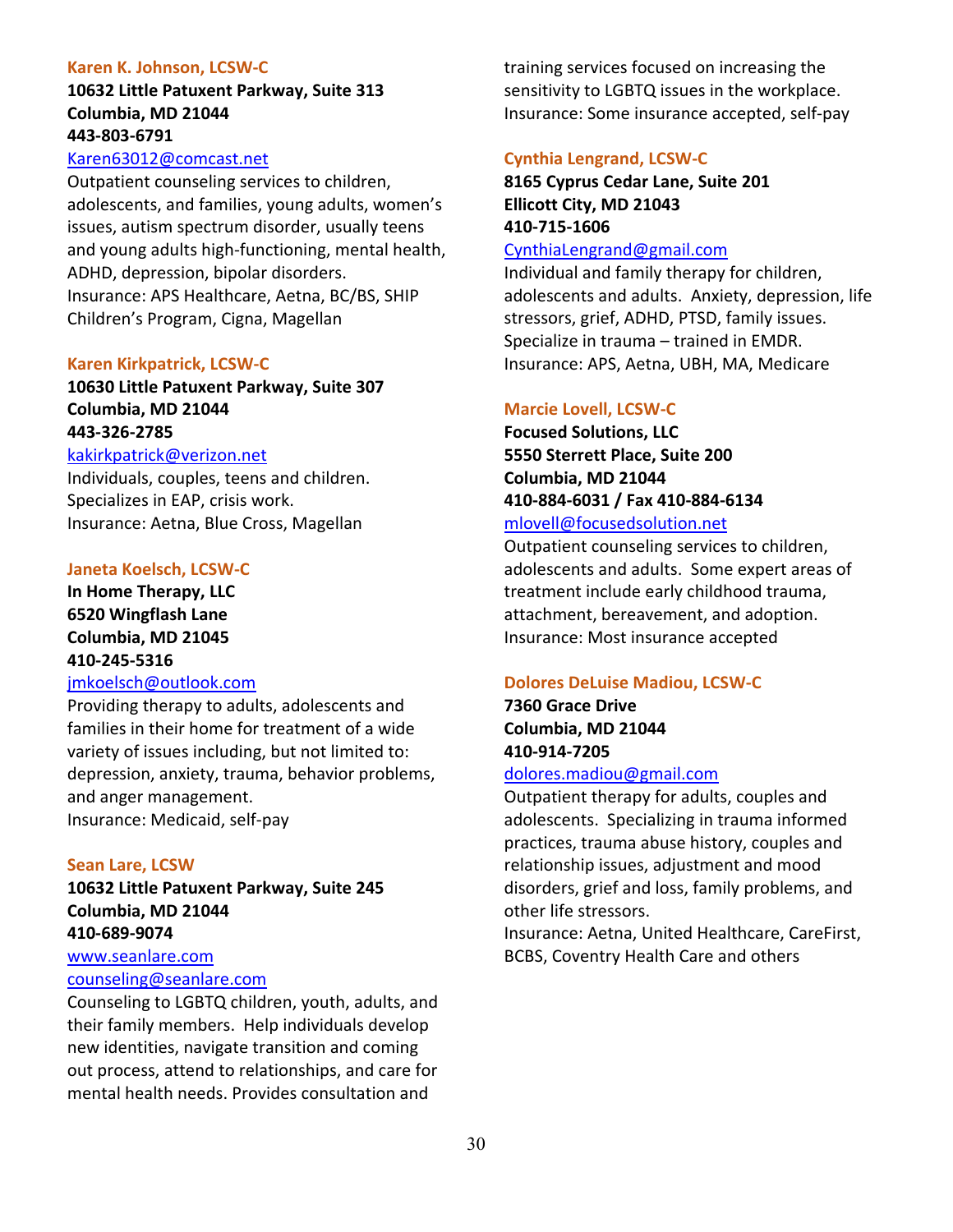### Karen K. Johnson, LCSW-C

**10632 Little Patuxent Parkway, Suite 313**
**Columbia, MD 21044**
**443-803-6791**
Karen63012@comcast.net

Outpatient counseling services to children, adolescents, and families, young adults, women's issues, autism spectrum disorder, usually teens and young adults high-functioning, mental health, ADHD, depression, bipolar disorders.
Insurance: APS Healthcare, Aetna, BC/BS, SHIP Children's Program, Cigna, Magellan

### Karen Kirkpatrick, LCSW-C

**10630 Little Patuxent Parkway, Suite 307**
**Columbia, MD 21044**
**443-326-2785**
kakirkpatrick@verizon.net

Individuals, couples, teens and children. Specializes in EAP, crisis work.
Insurance: Aetna, Blue Cross, Magellan

### Janeta Koelsch, LCSW-C

**In Home Therapy, LLC**
**6520 Wingflash Lane**
**Columbia, MD 21045**
**410-245-5316**
jmkoelsch@outlook.com

Providing therapy to adults, adolescents and families in their home for treatment of a wide variety of issues including, but not limited to: depression, anxiety, trauma, behavior problems, and anger management.
Insurance: Medicaid, self-pay

### Sean Lare, LCSW

**10632 Little Patuxent Parkway, Suite 245**
**Columbia, MD 21044**
**410-689-9074**
www.seanlare.com
counseling@seanlare.com

Counseling to LGBTQ children, youth, adults, and their family members. Help individuals develop new identities, navigate transition and coming out process, attend to relationships, and care for mental health needs. Provides consultation and training services focused on increasing the sensitivity to LGBTQ issues in the workplace.
Insurance: Some insurance accepted, self-pay

### Cynthia Lengrand, LCSW-C

**8165 Cyprus Cedar Lane, Suite 201**
**Ellicott City, MD 21043**
**410-715-1606**
CynthiaLengrand@gmail.com

Individual and family therapy for children, adolescents and adults. Anxiety, depression, life stressors, grief, ADHD, PTSD, family issues. Specialize in trauma – trained in EMDR.
Insurance: APS, Aetna, UBH, MA, Medicare

### Marcie Lovell, LCSW-C

**Focused Solutions, LLC**
**5550 Sterrett Place, Suite 200**
**Columbia, MD 21044**
**410-884-6031 / Fax 410-884-6134**
mlovell@focusedsolution.net

Outpatient counseling services to children, adolescents and adults. Some expert areas of treatment include early childhood trauma, attachment, bereavement, and adoption.
Insurance: Most insurance accepted

### Dolores DeLuise Madiou, LCSW-C

**7360 Grace Drive**
**Columbia, MD 21044**
**410-914-7205**
dolores.madiou@gmail.com

Outpatient therapy for adults, couples and adolescents. Specializing in trauma informed practices, trauma abuse history, couples and relationship issues, adjustment and mood disorders, grief and loss, family problems, and other life stressors.
Insurance: Aetna, United Healthcare, CareFirst, BCBS, Coventry Health Care and others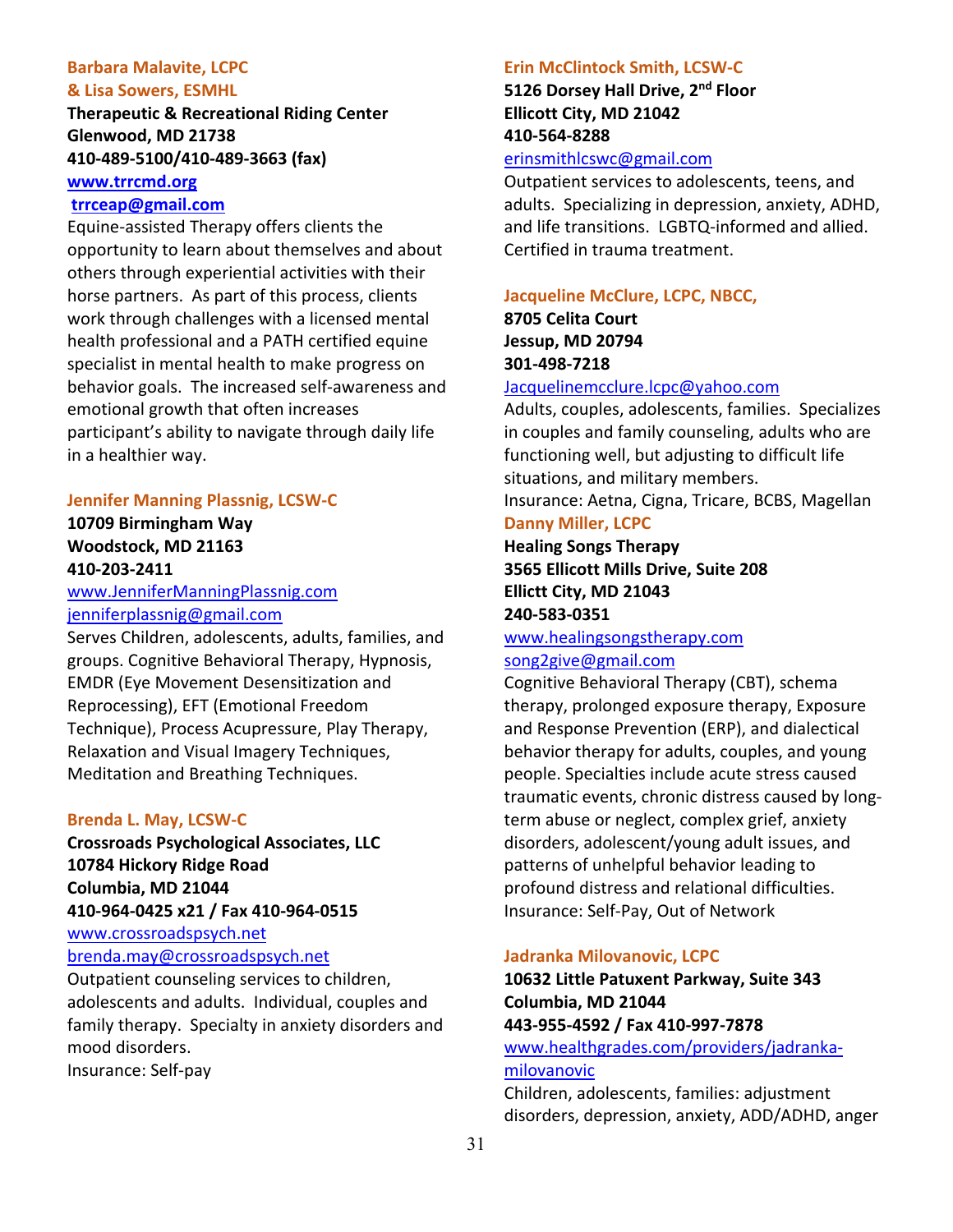### Barbara Malavite, LCPC
### & Lisa Sowers, ESMHL

**Therapeutic & Recreational Riding Center**
**Glenwood, MD 21738**
**410-489-5100/410-489-3663 (fax)**
**www.trrcmd.org**
**trrceap@gmail.com**

Equine-assisted Therapy offers clients the opportunity to learn about themselves and about others through experiential activities with their horse partners. As part of this process, clients work through challenges with a licensed mental health professional and a PATH certified equine specialist in mental health to make progress on behavior goals. The increased self-awareness and emotional growth that often increases participant's ability to navigate through daily life in a healthier way.

### Jennifer Manning Plassnig, LCSW-C

**10709 Birmingham Way**
**Woodstock, MD 21163**
**410-203-2411**
www.JenniferManningPlassnig.com
jenniferplassnig@gmail.com

Serves Children, adolescents, adults, families, and groups. Cognitive Behavioral Therapy, Hypnosis, EMDR (Eye Movement Desensitization and Reprocessing), EFT (Emotional Freedom Technique), Process Acupressure, Play Therapy, Relaxation and Visual Imagery Techniques, Meditation and Breathing Techniques.

### Brenda L. May, LCSW-C

**Crossroads Psychological Associates, LLC**
**10784 Hickory Ridge Road**
**Columbia, MD 21044**
**410-964-0425 x21 / Fax 410-964-0515**
www.crossroadspsych.net
brenda.may@crossroadspsych.net

Outpatient counseling services to children, adolescents and adults. Individual, couples and family therapy. Specialty in anxiety disorders and mood disorders.
Insurance: Self-pay

### Erin McClintock Smith, LCSW-C

**5126 Dorsey Hall Drive, 2nd Floor**
**Ellicott City, MD 21042**
**410-564-8288**
erinsmithlcswc@gmail.com

Outpatient services to adolescents, teens, and adults. Specializing in depression, anxiety, ADHD, and life transitions. LGBTQ-informed and allied. Certified in trauma treatment.

### Jacqueline McClure, LCPC, NBCC,

**8705 Celita Court**
**Jessup, MD 20794**
**301-498-7218**
Jacquelinemcclure.lcpc@yahoo.com

Adults, couples, adolescents, families. Specializes in couples and family counseling, adults who are functioning well, but adjusting to difficult life situations, and military members.
Insurance: Aetna, Cigna, Tricare, BCBS, Magellan

### Danny Miller, LCPC

**Healing Songs Therapy**
**3565 Ellicott Mills Drive, Suite 208**
**Ellictt City, MD 21043**
**240-583-0351**
www.healingsongstherapy.com
song2give@gmail.com

Cognitive Behavioral Therapy (CBT), schema therapy, prolonged exposure therapy, Exposure and Response Prevention (ERP), and dialectical behavior therapy for adults, couples, and young people. Specialties include acute stress caused traumatic events, chronic distress caused by long-term abuse or neglect, complex grief, anxiety disorders, adolescent/young adult issues, and patterns of unhelpful behavior leading to profound distress and relational difficulties.
Insurance: Self-Pay, Out of Network

### Jadranka Milovanovic, LCPC

**10632 Little Patuxent Parkway, Suite 343**
**Columbia, MD 21044**
**443-955-4592 / Fax 410-997-7878**
www.healthgrades.com/providers/jadranka-milovanovic

Children, adolescents, families: adjustment disorders, depression, anxiety, ADD/ADHD, anger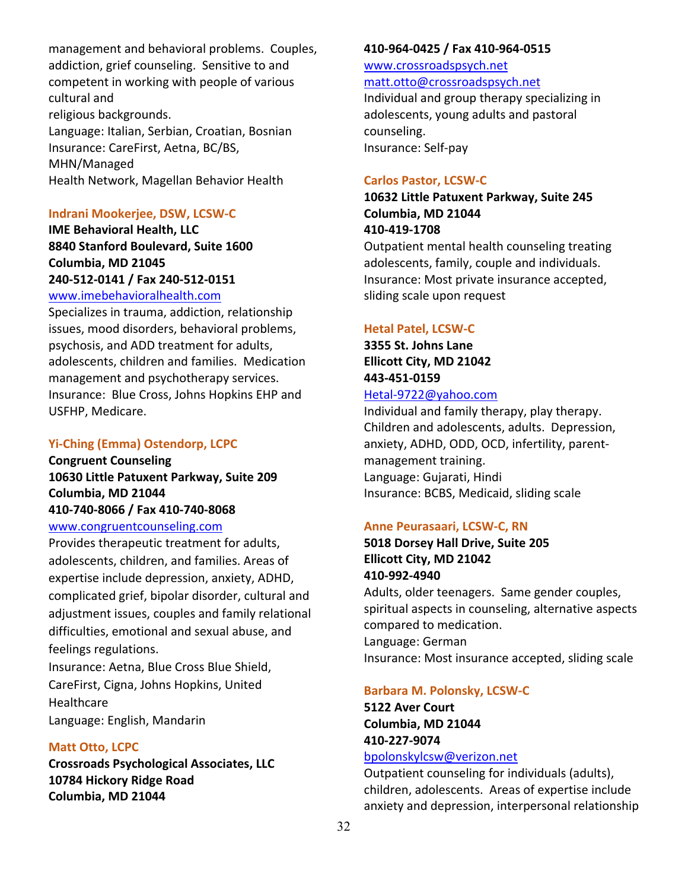management and behavioral problems. Couples, addiction, grief counseling. Sensitive to and competent in working with people of various cultural and religious backgrounds.
Language: Italian, Serbian, Croatian, Bosnian
Insurance: CareFirst, Aetna, BC/BS, MHN/Managed Health Network, Magellan Behavior Health

### Indrani Mookerjee, DSW, LCSW-C

**IME Behavioral Health, LLC**
**8840 Stanford Boulevard, Suite 1600**
**Columbia, MD 21045**
**240-512-0141 / Fax 240-512-0151**
www.imebehavioralhealth.com
Specializes in trauma, addiction, relationship issues, mood disorders, behavioral problems, psychosis, and ADD treatment for adults, adolescents, children and families. Medication management and psychotherapy services.
Insurance: Blue Cross, Johns Hopkins EHP and USFHP, Medicare.

### Yi-Ching (Emma) Ostendorp, LCPC

**Congruent Counseling**
**10630 Little Patuxent Parkway, Suite 209**
**Columbia, MD 21044**
**410-740-8066 / Fax 410-740-8068**
www.congruentcounseling.com
Provides therapeutic treatment for adults, adolescents, children, and families. Areas of expertise include depression, anxiety, ADHD, complicated grief, bipolar disorder, cultural and adjustment issues, couples and family relational difficulties, emotional and sexual abuse, and feelings regulations.
Insurance: Aetna, Blue Cross Blue Shield, CareFirst, Cigna, Johns Hopkins, United Healthcare
Language: English, Mandarin

### Matt Otto, LCPC

**Crossroads Psychological Associates, LLC**
**10784 Hickory Ridge Road**
**Columbia, MD 21044**
**410-964-0425 / Fax 410-964-0515**
www.crossroadspsych.net
matt.otto@crossroadspsych.net
Individual and group therapy specializing in adolescents, young adults and pastoral counseling.
Insurance: Self-pay

### Carlos Pastor, LCSW-C

**10632 Little Patuxent Parkway, Suite 245**
**Columbia, MD 21044**
**410-419-1708**
Outpatient mental health counseling treating adolescents, family, couple and individuals.
Insurance: Most private insurance accepted, sliding scale upon request

### Hetal Patel, LCSW-C

**3355 St. Johns Lane**
**Ellicott City, MD 21042**
**443-451-0159**
Hetal-9722@yahoo.com
Individual and family therapy, play therapy. Children and adolescents, adults. Depression, anxiety, ADHD, ODD, OCD, infertility, parent-management training.
Language: Gujarati, Hindi
Insurance: BCBS, Medicaid, sliding scale

### Anne Peurasaari, LCSW-C, RN

**5018 Dorsey Hall Drive, Suite 205**
**Ellicott City, MD 21042**
**410-992-4940**
Adults, older teenagers. Same gender couples, spiritual aspects in counseling, alternative aspects compared to medication.
Language: German
Insurance: Most insurance accepted, sliding scale

### Barbara M. Polonsky, LCSW-C

**5122 Aver Court**
**Columbia, MD 21044**
**410-227-9074**
bpolonskylcsw@verizon.net
Outpatient counseling for individuals (adults), children, adolescents. Areas of expertise include anxiety and depression, interpersonal relationship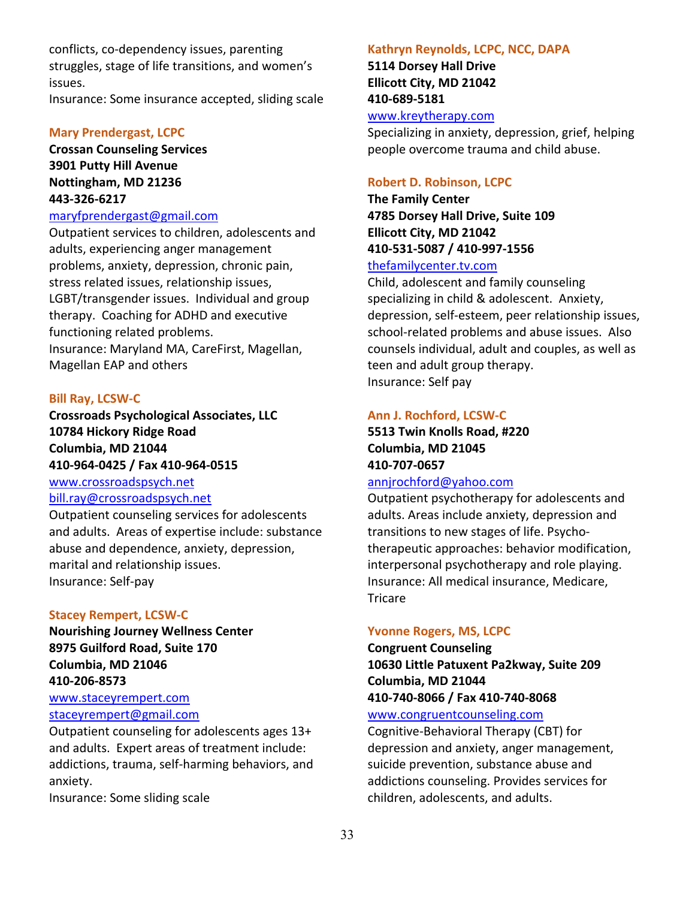conflicts, co-dependency issues, parenting struggles, stage of life transitions, and women's issues.
Insurance: Some insurance accepted, sliding scale

### Mary Prendergast, LCPC

**Crossan Counseling Services**
**3901 Putty Hill Avenue**
**Nottingham, MD 21236**
**443-326-6217**
maryfprendergast@gmail.com
Outpatient services to children, adolescents and adults, experiencing anger management problems, anxiety, depression, chronic pain, stress related issues, relationship issues, LGBT/transgender issues. Individual and group therapy. Coaching for ADHD and executive functioning related problems.
Insurance: Maryland MA, CareFirst, Magellan, Magellan EAP and others

### Bill Ray, LCSW-C

**Crossroads Psychological Associates, LLC**
**10784 Hickory Ridge Road**
**Columbia, MD 21044**
**410-964-0425 / Fax 410-964-0515**
www.crossroadspsych.net
bill.ray@crossroadspsych.net
Outpatient counseling services for adolescents and adults. Areas of expertise include: substance abuse and dependence, anxiety, depression, marital and relationship issues.
Insurance: Self-pay

### Stacey Rempert, LCSW-C

**Nourishing Journey Wellness Center**
**8975 Guilford Road, Suite 170**
**Columbia, MD 21046**
**410-206-8573**
www.staceyrempert.com
staceyrempert@gmail.com
Outpatient counseling for adolescents ages 13+ and adults. Expert areas of treatment include: addictions, trauma, self-harming behaviors, and anxiety.
Insurance: Some sliding scale

### Kathryn Reynolds, LCPC, NCC, DAPA

**5114 Dorsey Hall Drive**
**Ellicott City, MD 21042**
**410-689-5181**
www.kreytherapy.com
Specializing in anxiety, depression, grief, helping people overcome trauma and child abuse.

### Robert D. Robinson, LCPC

**The Family Center**
**4785 Dorsey Hall Drive, Suite 109**
**Ellicott City, MD 21042**
**410-531-5087 / 410-997-1556**
thefamilycenter.tv.com
Child, adolescent and family counseling specializing in child & adolescent. Anxiety, depression, self-esteem, peer relationship issues, school-related problems and abuse issues. Also counsels individual, adult and couples, as well as teen and adult group therapy.
Insurance: Self pay

### Ann J. Rochford, LCSW-C

**5513 Twin Knolls Road, #220**
**Columbia, MD 21045**
**410-707-0657**
annjrochford@yahoo.com
Outpatient psychotherapy for adolescents and adults. Areas include anxiety, depression and transitions to new stages of life. Psycho-therapeutic approaches: behavior modification, interpersonal psychotherapy and role playing.
Insurance: All medical insurance, Medicare, Tricare

### Yvonne Rogers, MS, LCPC

**Congruent Counseling**
**10630 Little Patuxent Pa2kway, Suite 209**
**Columbia, MD 21044**
**410-740-8066 / Fax 410-740-8068**
www.congruentcounseling.com
Cognitive-Behavioral Therapy (CBT) for depression and anxiety, anger management, suicide prevention, substance abuse and addictions counseling. Provides services for children, adolescents, and adults.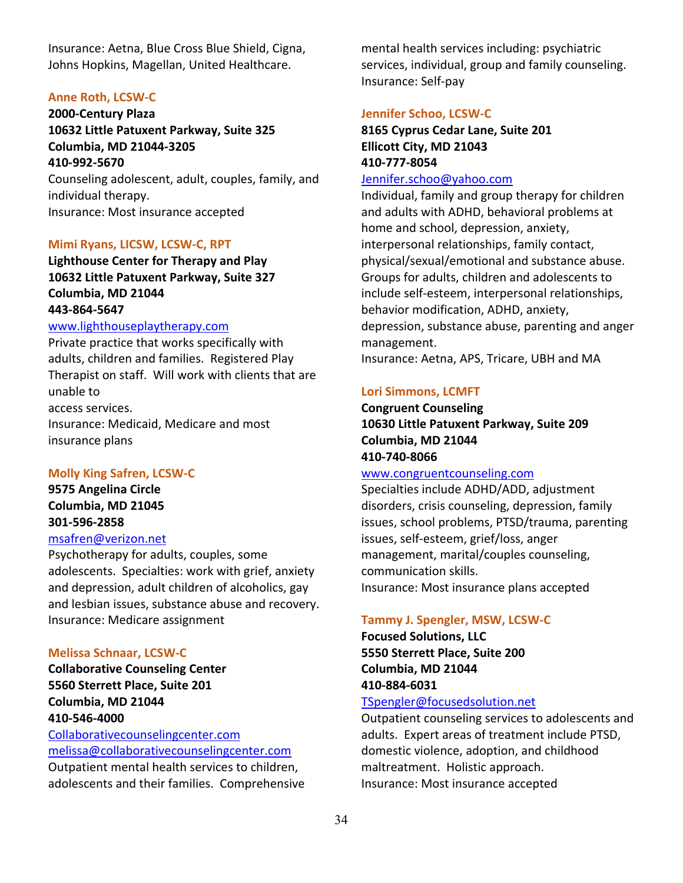Insurance: Aetna, Blue Cross Blue Shield, Cigna, Johns Hopkins, Magellan, United Healthcare.

### Anne Roth, LCSW-C

**2000-Century Plaza**
**10632 Little Patuxent Parkway, Suite 325**
**Columbia, MD 21044-3205**
**410-992-5670**

Counseling adolescent, adult, couples, family, and individual therapy.
Insurance: Most insurance accepted

### Mimi Ryans, LICSW, LCSW-C, RPT

**Lighthouse Center for Therapy and Play**
**10632 Little Patuxent Parkway, Suite 327**
**Columbia, MD 21044**
**443-864-5647**

www.lighthouseplaytherapy.com

Private practice that works specifically with adults, children and families. Registered Play Therapist on staff. Will work with clients that are unable to access services.
Insurance: Medicaid, Medicare and most insurance plans

### Molly King Safren, LCSW-C

**9575 Angelina Circle**
**Columbia, MD 21045**
**301-596-2858**

msafren@verizon.net

Psychotherapy for adults, couples, some adolescents. Specialties: work with grief, anxiety and depression, adult children of alcoholics, gay and lesbian issues, substance abuse and recovery.
Insurance: Medicare assignment

### Melissa Schnaar, LCSW-C

**Collaborative Counseling Center**
**5560 Sterrett Place, Suite 201**
**Columbia, MD 21044**
**410-546-4000**

Collaborativecounselingcenter.com
melissa@collaborativecounselingcenter.com

Outpatient mental health services to children, adolescents and their families. Comprehensive mental health services including: psychiatric services, individual, group and family counseling.
Insurance: Self-pay

### Jennifer Schoo, LCSW-C

**8165 Cyprus Cedar Lane, Suite 201**
**Ellicott City, MD 21043**
**410-777-8054**

Jennifer.schoo@yahoo.com

Individual, family and group therapy for children and adults with ADHD, behavioral problems at home and school, depression, anxiety, interpersonal relationships, family contact, physical/sexual/emotional and substance abuse. Groups for adults, children and adolescents to include self-esteem, interpersonal relationships, behavior modification, ADHD, anxiety, depression, substance abuse, parenting and anger management.
Insurance: Aetna, APS, Tricare, UBH and MA

### Lori Simmons, LCMFT

**Congruent Counseling**
**10630 Little Patuxent Parkway, Suite 209**
**Columbia, MD 21044**
**410-740-8066**

www.congruentcounseling.com

Specialties include ADHD/ADD, adjustment disorders, crisis counseling, depression, family issues, school problems, PTSD/trauma, parenting issues, self-esteem, grief/loss, anger management, marital/couples counseling, communication skills.
Insurance: Most insurance plans accepted

### Tammy J. Spengler, MSW, LCSW-C

**Focused Solutions, LLC**
**5550 Sterrett Place, Suite 200**
**Columbia, MD 21044**
**410-884-6031**

TSpengler@focusedsolution.net

Outpatient counseling services to adolescents and adults. Expert areas of treatment include PTSD, domestic violence, adoption, and childhood maltreatment. Holistic approach.
Insurance: Most insurance accepted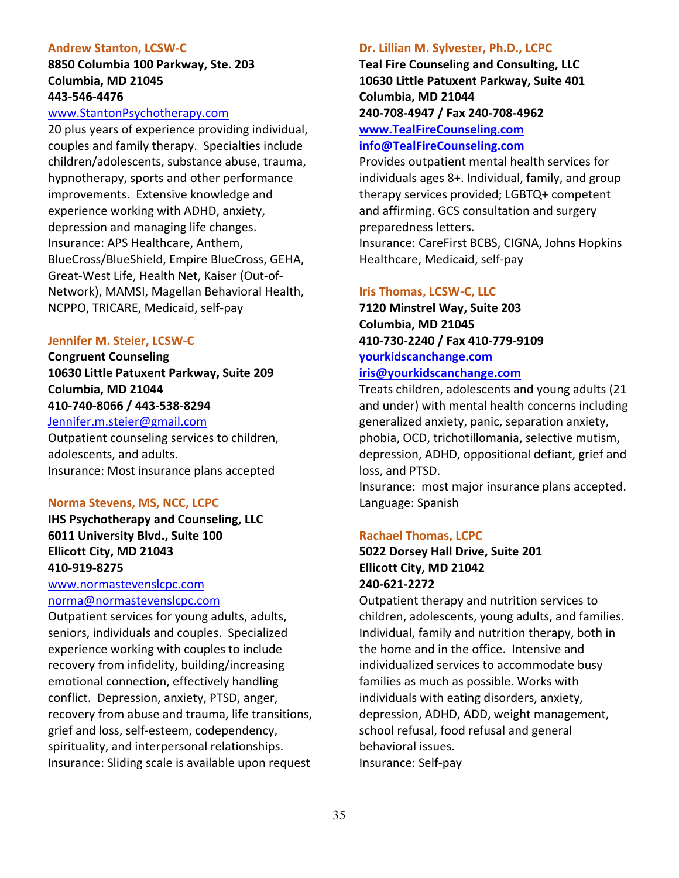### Andrew Stanton, LCSW-C

**8850 Columbia 100 Parkway, Ste. 203**
**Columbia, MD 21045**
**443-546-4476**
www.StantonPsychotherapy.com

20 plus years of experience providing individual, couples and family therapy. Specialties include children/adolescents, substance abuse, trauma, hypnotherapy, sports and other performance improvements. Extensive knowledge and experience working with ADHD, anxiety, depression and managing life changes.
Insurance: APS Healthcare, Anthem, BlueCross/BlueShield, Empire BlueCross, GEHA, Great-West Life, Health Net, Kaiser (Out-of-Network), MAMSI, Magellan Behavioral Health, NCPPO, TRICARE, Medicaid, self-pay

### Jennifer M. Steier, LCSW-C

**Congruent Counseling**
**10630 Little Patuxent Parkway, Suite 209**
**Columbia, MD 21044**
**410-740-8066 / 443-538-8294**
Jennifer.m.steier@gmail.com

Outpatient counseling services to children, adolescents, and adults.
Insurance: Most insurance plans accepted

### Norma Stevens, MS, NCC, LCPC

**IHS Psychotherapy and Counseling, LLC**
**6011 University Blvd., Suite 100**
**Ellicott City, MD 21043**
**410-919-8275**
www.normastevenslcpc.com
norma@normastevenslcpc.com

Outpatient services for young adults, adults, seniors, individuals and couples. Specialized experience working with couples to include recovery from infidelity, building/increasing emotional connection, effectively handling conflict. Depression, anxiety, PTSD, anger, recovery from abuse and trauma, life transitions, grief and loss, self-esteem, codependency, spirituality, and interpersonal relationships.
Insurance: Sliding scale is available upon request

### Dr. Lillian M. Sylvester, Ph.D., LCPC

**Teal Fire Counseling and Consulting, LLC**
**10630 Little Patuxent Parkway, Suite 401**
**Columbia, MD 21044**
**240-708-4947 / Fax 240-708-4962**
**www.TealFireCounseling.com**
**info@TealFireCounseling.com**

Provides outpatient mental health services for individuals ages 8+. Individual, family, and group therapy services provided; LGBTQ+ competent and affirming. GCS consultation and surgery preparedness letters.
Insurance: CareFirst BCBS, CIGNA, Johns Hopkins Healthcare, Medicaid, self-pay

### Iris Thomas, LCSW-C, LLC

**7120 Minstrel Way, Suite 203**
**Columbia, MD 21045**
**410-730-2240 / Fax 410-779-9109**
**yourkidscanchange.com**
**iris@yourkidscanchange.com**

Treats children, adolescents and young adults (21 and under) with mental health concerns including generalized anxiety, panic, separation anxiety, phobia, OCD, trichotillomania, selective mutism, depression, ADHD, oppositional defiant, grief and loss, and PTSD.
Insurance: most major insurance plans accepted.
Language: Spanish

### Rachael Thomas, LCPC

**5022 Dorsey Hall Drive, Suite 201**
**Ellicott City, MD 21042**
**240-621-2272**

Outpatient therapy and nutrition services to children, adolescents, young adults, and families. Individual, family and nutrition therapy, both in the home and in the office. Intensive and individualized services to accommodate busy families as much as possible. Works with individuals with eating disorders, anxiety, depression, ADHD, ADD, weight management, school refusal, food refusal and general behavioral issues.
Insurance: Self-pay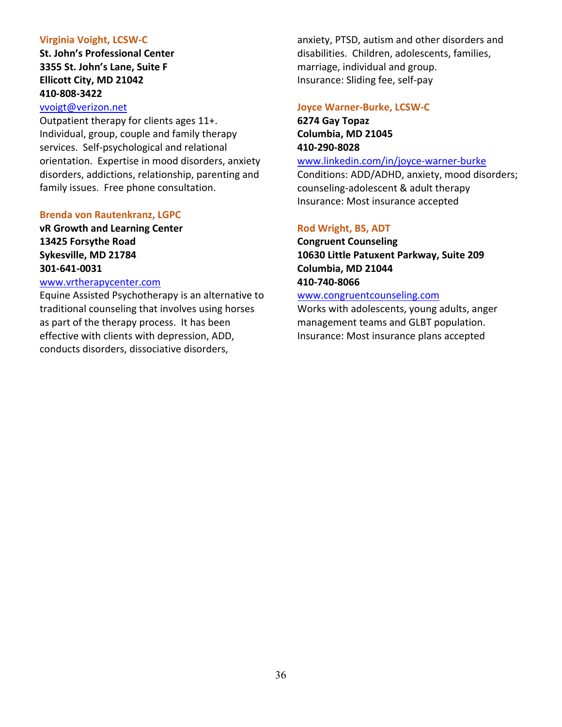### Virginia Voight, LCSW-C

**St. John's Professional Center**
**3355 St. John's Lane, Suite F**
**Ellicott City, MD 21042**
**410-808-3422**
vvoigt@verizon.net

Outpatient therapy for clients ages 11+. Individual, group, couple and family therapy services. Self-psychological and relational orientation. Expertise in mood disorders, anxiety disorders, addictions, relationship, parenting and family issues. Free phone consultation.

### Brenda von Rautenkranz, LGPC

**vR Growth and Learning Center**
**13425 Forsythe Road**
**Sykesville, MD 21784**
**301-641-0031**
www.vrtherapycenter.com

Equine Assisted Psychotherapy is an alternative to traditional counseling that involves using horses as part of the therapy process. It has been effective with clients with depression, ADD, conducts disorders, dissociative disorders, anxiety, PTSD, autism and other disorders and disabilities. Children, adolescents, families, marriage, individual and group.
Insurance: Sliding fee, self-pay

### Joyce Warner-Burke, LCSW-C

**6274 Gay Topaz**
**Columbia, MD 21045**
**410-290-8028**
www.linkedin.com/in/joyce-warner-burke

Conditions: ADD/ADHD, anxiety, mood disorders; counseling-adolescent & adult therapy
Insurance: Most insurance accepted

### Rod Wright, BS, ADT

**Congruent Counseling**
**10630 Little Patuxent Parkway, Suite 209**
**Columbia, MD 21044**
**410-740-8066**
www.congruentcounseling.com

Works with adolescents, young adults, anger management teams and GLBT population.
Insurance: Most insurance plans accepted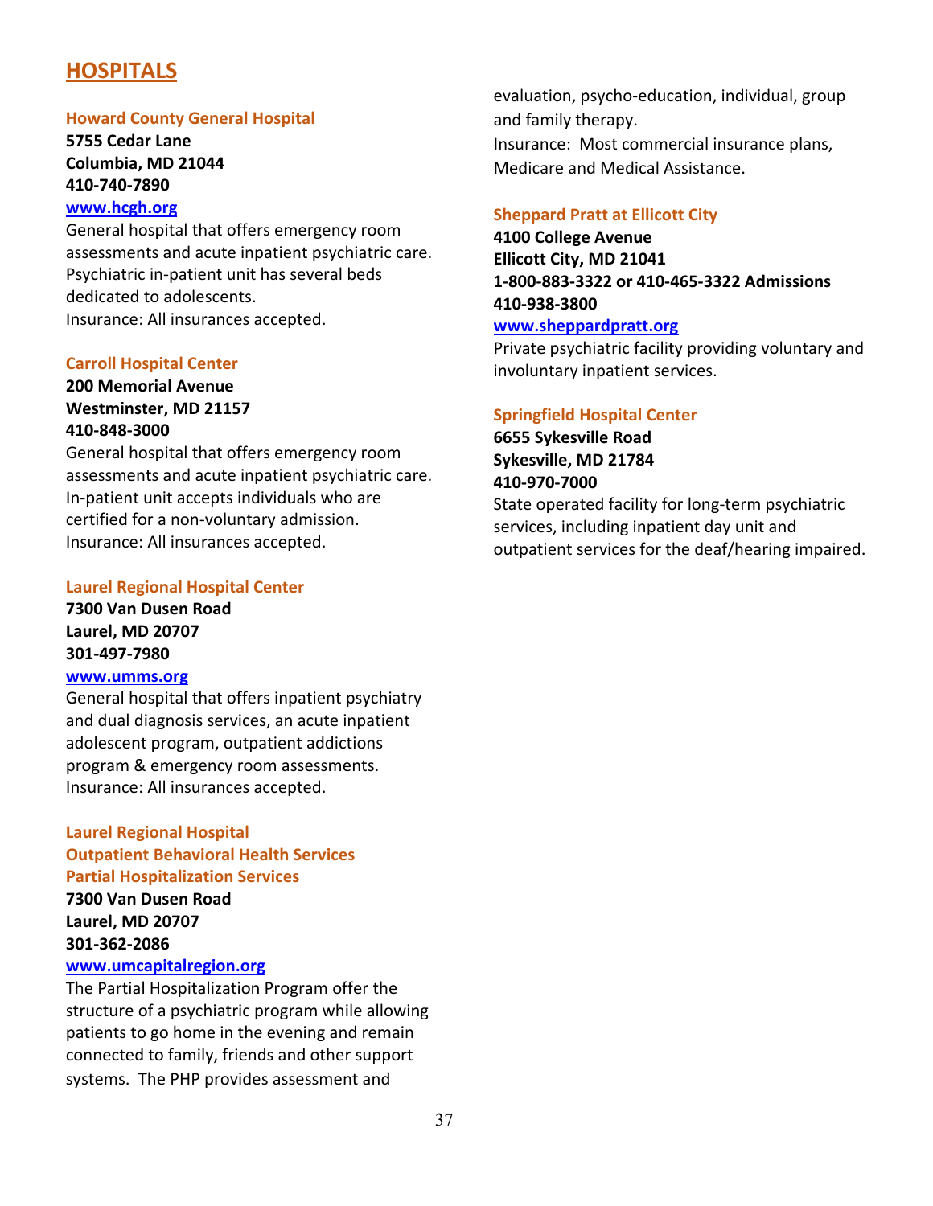## HOSPITALS

### Howard County General Hospital

**5755 Cedar Lane**
**Columbia, MD 21044**
**410-740-7890**
**www.hcgh.org**

General hospital that offers emergency room assessments and acute inpatient psychiatric care. Psychiatric in-patient unit has several beds dedicated to adolescents.
Insurance: All insurances accepted.

### Carroll Hospital Center

**200 Memorial Avenue**
**Westminster, MD 21157**
**410-848-3000**

General hospital that offers emergency room assessments and acute inpatient psychiatric care. In-patient unit accepts individuals who are certified for a non-voluntary admission.
Insurance: All insurances accepted.

### Laurel Regional Hospital Center

**7300 Van Dusen Road**
**Laurel, MD 20707**
**301-497-7980**
**www.umms.org**

General hospital that offers inpatient psychiatry and dual diagnosis services, an acute inpatient adolescent program, outpatient addictions program & emergency room assessments.
Insurance: All insurances accepted.

### Laurel Regional Hospital Outpatient Behavioral Health Services Partial Hospitalization Services

**7300 Van Dusen Road**
**Laurel, MD 20707**
**301-362-2086**
**www.umcapitalregion.org**

The Partial Hospitalization Program offer the structure of a psychiatric program while allowing patients to go home in the evening and remain connected to family, friends and other support systems. The PHP provides assessment and evaluation, psycho-education, individual, group and family therapy.
Insurance: Most commercial insurance plans, Medicare and Medical Assistance.

### Sheppard Pratt at Ellicott City

**4100 College Avenue**
**Ellicott City, MD 21041**
**1-800-883-3322 or 410-465-3322 Admissions**
**410-938-3800**
**www.sheppardpratt.org**

Private psychiatric facility providing voluntary and involuntary inpatient services.

### Springfield Hospital Center

**6655 Sykesville Road**
**Sykesville, MD 21784**
**410-970-7000**

State operated facility for long-term psychiatric services, including inpatient day unit and outpatient services for the deaf/hearing impaired.